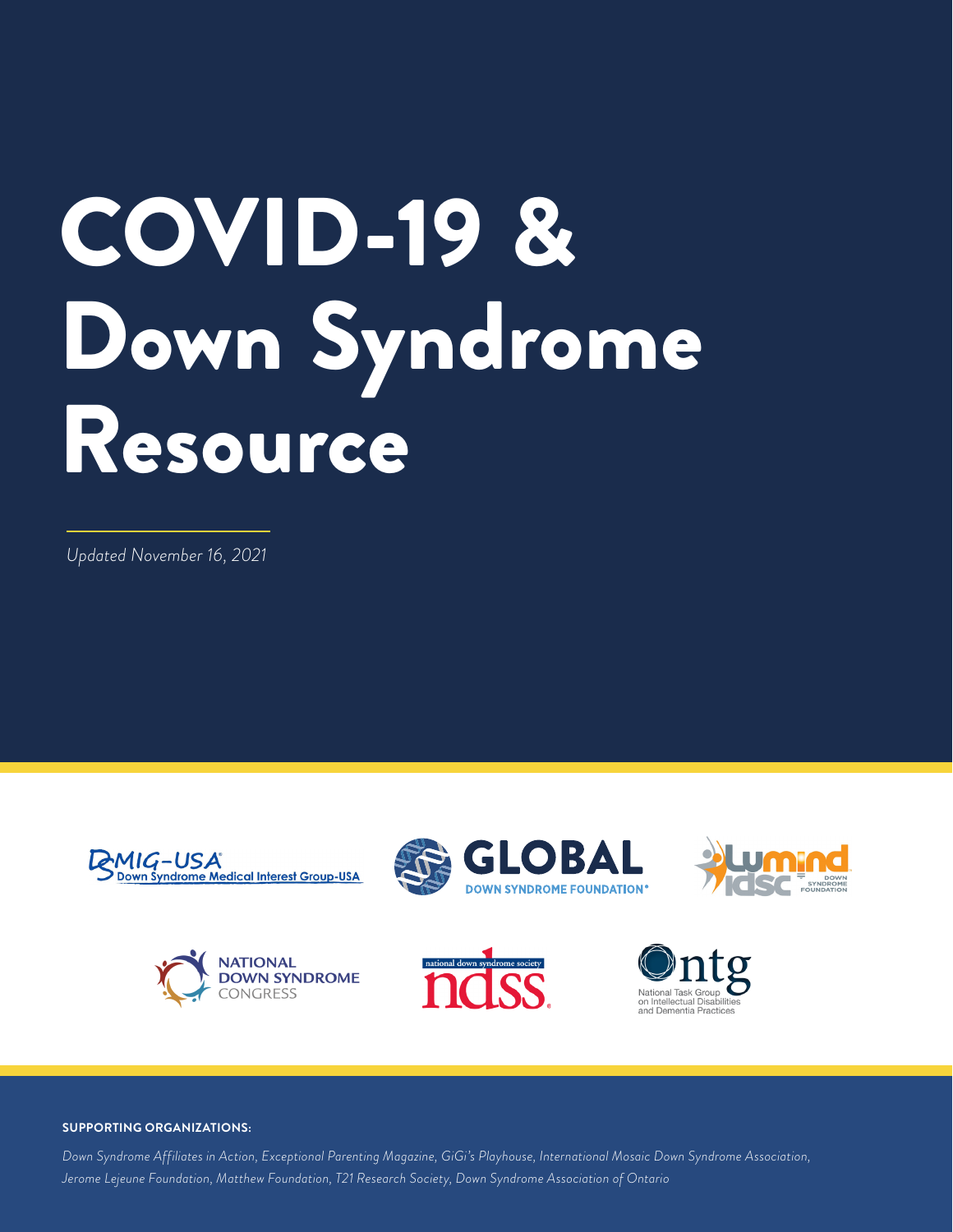# COVID-19 & Down Syndrome Resource

*Updated November 16, 2021*

DSMIG-USA Down Syndrome Medical Interest Group-USA

GLOBAL DOWN SYNDROME FOUNDATION

LuMind IDSC Down Syndrome Foundation

NATIONAL DOWN SYNDROME CONGRESS

national down syndrome society ndss

ntg National Task Group on Intellectual Disabilities and Dementia Practices

**SUPPORTING ORGANIZATIONS:**

*Down Syndrome Affiliates in Action, Exceptional Parenting Magazine, GiGi's Playhouse, International Mosaic Down Syndrome Association, Jerome Lejeune Foundation, Matthew Foundation, T21 Research Society, Down Syndrome Association of Ontario*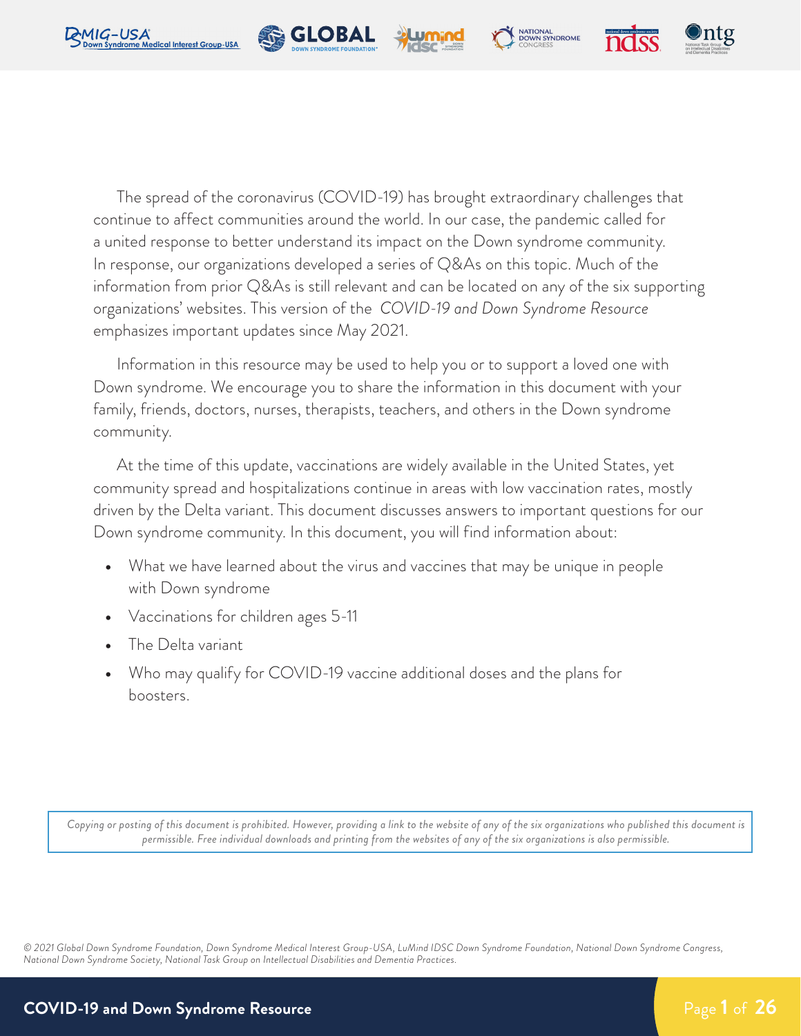The spread of the coronavirus (COVID-19) has brought extraordinary challenges that continue to affect communities around the world. In our case, the pandemic called for a united response to better understand its impact on the Down syndrome community. In response, our organizations developed a series of Q&As on this topic. Much of the information from prior Q&As is still relevant and can be located on any of the six supporting organizations' websites. This version of the *COVID-19 and Down Syndrome Resource* emphasizes important updates since May 2021.

Information in this resource may be used to help you or to support a loved one with Down syndrome. We encourage you to share the information in this document with your family, friends, doctors, nurses, therapists, teachers, and others in the Down syndrome community.

At the time of this update, vaccinations are widely available in the United States, yet community spread and hospitalizations continue in areas with low vaccination rates, mostly driven by the Delta variant. This document discusses answers to important questions for our Down syndrome community. In this document, you will find information about:

- What we have learned about the virus and vaccines that may be unique in people with Down syndrome
- Vaccinations for children ages 5-11
- The Delta variant
- Who may qualify for COVID-19 vaccine additional doses and the plans for boosters.

*Copying or posting of this document is prohibited. However, providing a link to the website of any of the six organizations who published this document is permissible. Free individual downloads and printing from the websites of any of the six organizations is also permissible.*

*© 2021 Global Down Syndrome Foundation, Down Syndrome Medical Interest Group-USA, LuMind IDSC Down Syndrome Foundation, National Down Syndrome Congress, National Down Syndrome Society, National Task Group on Intellectual Disabilities and Dementia Practices.*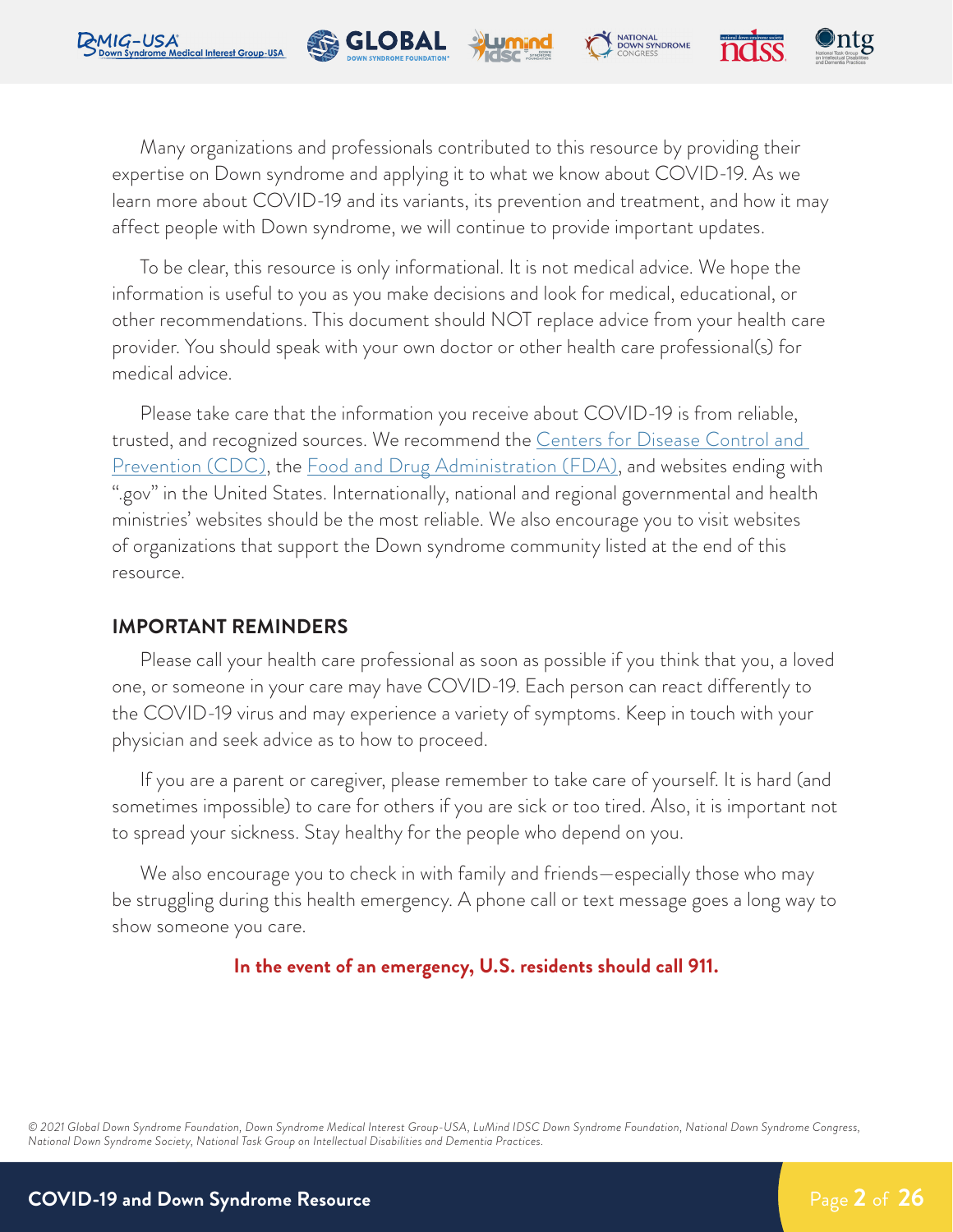Many organizations and professionals contributed to this resource by providing their expertise on Down syndrome and applying it to what we know about COVID-19. As we learn more about COVID-19 and its variants, its prevention and treatment, and how it may affect people with Down syndrome, we will continue to provide important updates.

To be clear, this resource is only informational. It is not medical advice. We hope the information is useful to you as you make decisions and look for medical, educational, or other recommendations. This document should NOT replace advice from your health care provider. You should speak with your own doctor or other health care professional(s) for medical advice.

Please take care that the information you receive about COVID-19 is from reliable, trusted, and recognized sources. We recommend the Centers for Disease Control and Prevention (CDC), the Food and Drug Administration (FDA), and websites ending with ".gov" in the United States. Internationally, national and regional governmental and health ministries' websites should be the most reliable. We also encourage you to visit websites of organizations that support the Down syndrome community listed at the end of this resource.

## IMPORTANT REMINDERS

Please call your health care professional as soon as possible if you think that you, a loved one, or someone in your care may have COVID-19. Each person can react differently to the COVID-19 virus and may experience a variety of symptoms. Keep in touch with your physician and seek advice as to how to proceed.

If you are a parent or caregiver, please remember to take care of yourself. It is hard (and sometimes impossible) to care for others if you are sick or too tired. Also, it is important not to spread your sickness. Stay healthy for the people who depend on you.

We also encourage you to check in with family and friends—especially those who may be struggling during this health emergency. A phone call or text message goes a long way to show someone you care.

**In the event of an emergency, U.S. residents should call 911.**

*© 2021 Global Down Syndrome Foundation, Down Syndrome Medical Interest Group-USA, LuMind IDSC Down Syndrome Foundation, National Down Syndrome Congress, National Down Syndrome Society, National Task Group on Intellectual Disabilities and Dementia Practices.*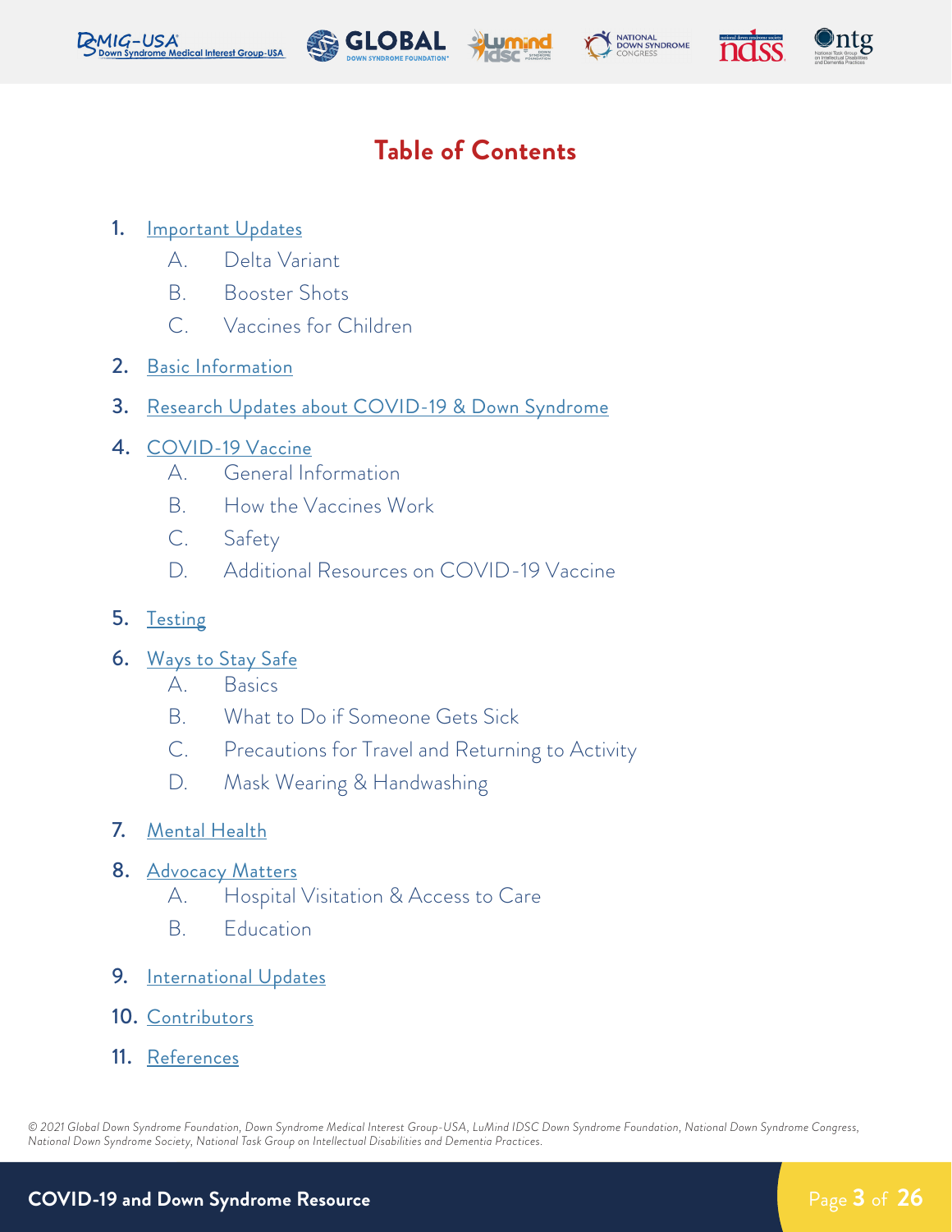# Table of Contents

1. Important Updates
    - A. Delta Variant
    - B. Booster Shots
    - C. Vaccines for Children
2. Basic Information
3. Research Updates about COVID-19 & Down Syndrome
4. COVID-19 Vaccine
    - A. General Information
    - B. How the Vaccines Work
    - C. Safety
    - D. Additional Resources on COVID-19 Vaccine
5. Testing
6. Ways to Stay Safe
    - A. Basics
    - B. What to Do if Someone Gets Sick
    - C. Precautions for Travel and Returning to Activity
    - D. Mask Wearing & Handwashing
7. Mental Health
8. Advocacy Matters
    - A. Hospital Visitation & Access to Care
    - B. Education
9. International Updates
10. Contributors
11. References

*© 2021 Global Down Syndrome Foundation, Down Syndrome Medical Interest Group-USA, LuMind IDSC Down Syndrome Foundation, National Down Syndrome Congress, National Down Syndrome Society, National Task Group on Intellectual Disabilities and Dementia Practices.*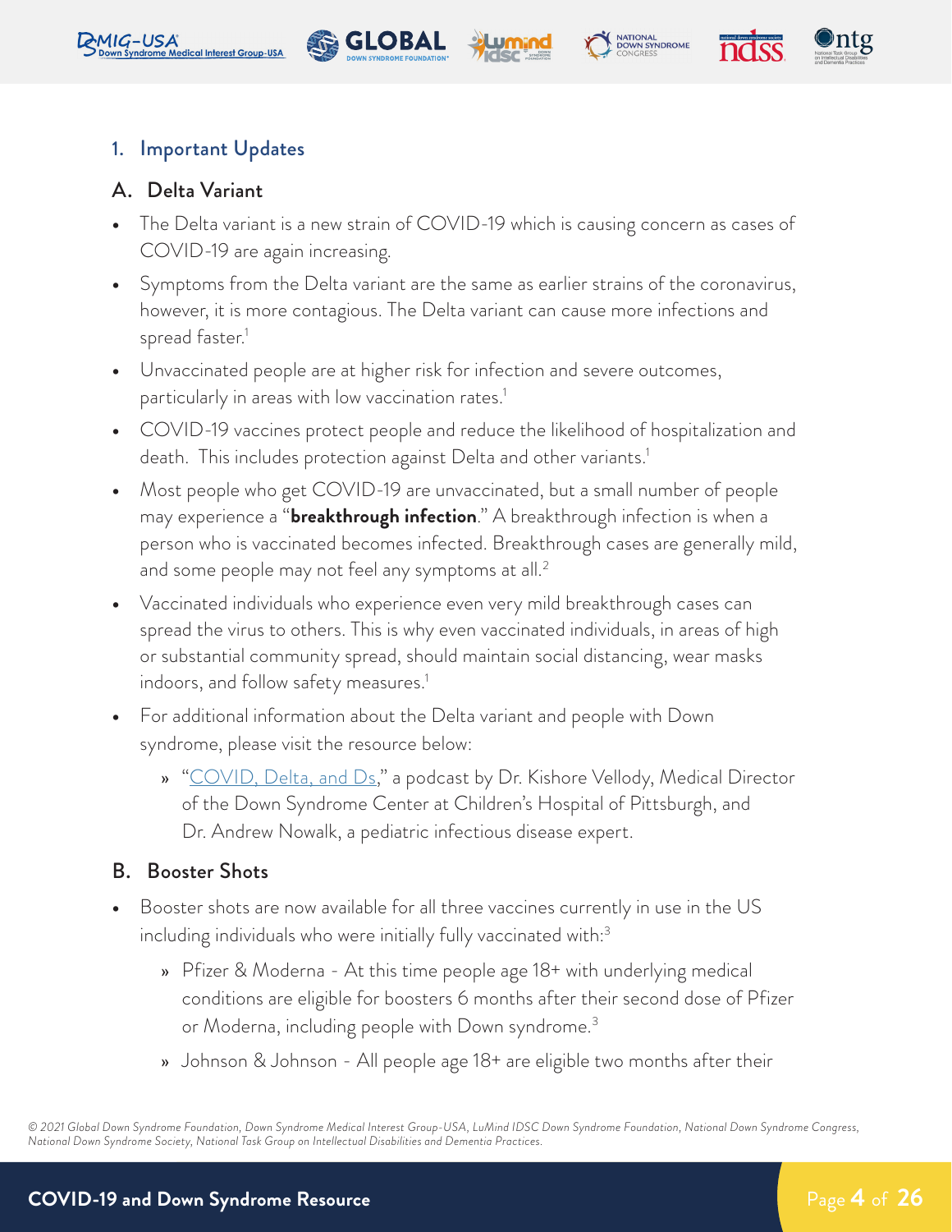## 1. Important Updates

### A. Delta Variant

- The Delta variant is a new strain of COVID-19 which is causing concern as cases of COVID-19 are again increasing.
- Symptoms from the Delta variant are the same as earlier strains of the coronavirus, however, it is more contagious. The Delta variant can cause more infections and spread faster.[1]
- Unvaccinated people are at higher risk for infection and severe outcomes, particularly in areas with low vaccination rates.[1]
- COVID-19 vaccines protect people and reduce the likelihood of hospitalization and death. This includes protection against Delta and other variants.[1]
- Most people who get COVID-19 are unvaccinated, but a small number of people may experience a "**breakthrough infection**." A breakthrough infection is when a person who is vaccinated becomes infected. Breakthrough cases are generally mild, and some people may not feel any symptoms at all.[2]
- Vaccinated individuals who experience even very mild breakthrough cases can spread the virus to others. This is why even vaccinated individuals, in areas of high or substantial community spread, should maintain social distancing, wear masks indoors, and follow safety measures.[1]
- For additional information about the Delta variant and people with Down syndrome, please visit the resource below:
  - "COVID, Delta, and Ds," a podcast by Dr. Kishore Vellody, Medical Director of the Down Syndrome Center at Children's Hospital of Pittsburgh, and Dr. Andrew Nowalk, a pediatric infectious disease expert.

### B. Booster Shots

- Booster shots are now available for all three vaccines currently in use in the US including individuals who were initially fully vaccinated with:[3]
  - Pfizer & Moderna - At this time people age 18+ with underlying medical conditions are eligible for boosters 6 months after their second dose of Pfizer or Moderna, including people with Down syndrome.[3]
  - Johnson & Johnson - All people age 18+ are eligible two months after their

© 2021 Global Down Syndrome Foundation, Down Syndrome Medical Interest Group-USA, LuMind IDSC Down Syndrome Foundation, National Down Syndrome Congress, National Down Syndrome Society, National Task Group on Intellectual Disabilities and Dementia Practices.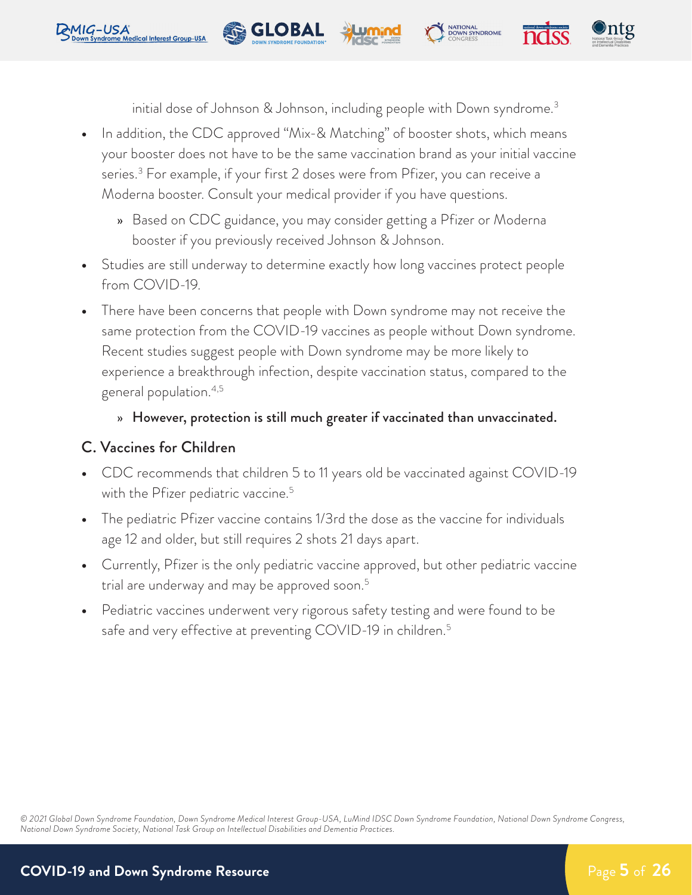initial dose of Johnson & Johnson, including people with Down syndrome.[3]

- In addition, the CDC approved "Mix-& Matching" of booster shots, which means your booster does not have to be the same vaccination brand as your initial vaccine series.[3] For example, if your first 2 doses were from Pfizer, you can receive a Moderna booster. Consult your medical provider if you have questions.
  - Based on CDC guidance, you may consider getting a Pfizer or Moderna booster if you previously received Johnson & Johnson.
- Studies are still underway to determine exactly how long vaccines protect people from COVID-19.
- There have been concerns that people with Down syndrome may not receive the same protection from the COVID-19 vaccines as people without Down syndrome. Recent studies suggest people with Down syndrome may be more likely to experience a breakthrough infection, despite vaccination status, compared to the general population.[4,5]
  - **However, protection is still much greater if vaccinated than unvaccinated.**

### C. Vaccines for Children

- CDC recommends that children 5 to 11 years old be vaccinated against COVID-19 with the Pfizer pediatric vaccine.[5]
- The pediatric Pfizer vaccine contains 1/3rd the dose as the vaccine for individuals age 12 and older, but still requires 2 shots 21 days apart.
- Currently, Pfizer is the only pediatric vaccine approved, but other pediatric vaccine trial are underway and may be approved soon.[5]
- Pediatric vaccines underwent very rigorous safety testing and were found to be safe and very effective at preventing COVID-19 in children.[5]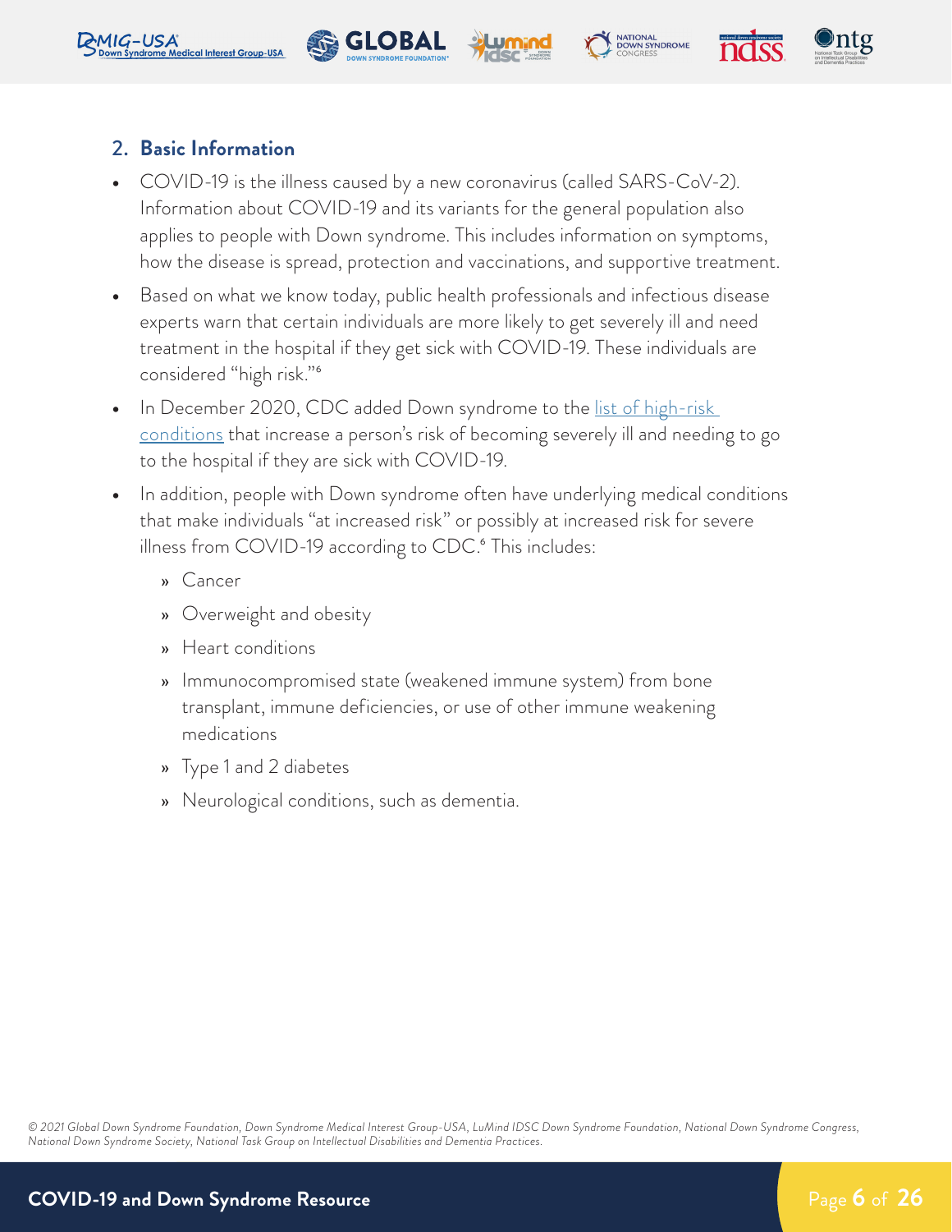## 2. Basic Information

- COVID-19 is the illness caused by a new coronavirus (called SARS-CoV-2). Information about COVID-19 and its variants for the general population also applies to people with Down syndrome. This includes information on symptoms, how the disease is spread, protection and vaccinations, and supportive treatment.
- Based on what we know today, public health professionals and infectious disease experts warn that certain individuals are more likely to get severely ill and need treatment in the hospital if they get sick with COVID-19. These individuals are considered "high risk."[6]
- In December 2020, CDC added Down syndrome to the list of high-risk conditions that increase a person's risk of becoming severely ill and needing to go to the hospital if they are sick with COVID-19.
- In addition, people with Down syndrome often have underlying medical conditions that make individuals "at increased risk" or possibly at increased risk for severe illness from COVID-19 according to CDC.[6] This includes:
  - Cancer
  - Overweight and obesity
  - Heart conditions
  - Immunocompromised state (weakened immune system) from bone transplant, immune deficiencies, or use of other immune weakening medications
  - Type 1 and 2 diabetes
  - Neurological conditions, such as dementia.

*© 2021 Global Down Syndrome Foundation, Down Syndrome Medical Interest Group-USA, LuMind IDSC Down Syndrome Foundation, National Down Syndrome Congress, National Down Syndrome Society, National Task Group on Intellectual Disabilities and Dementia Practices.*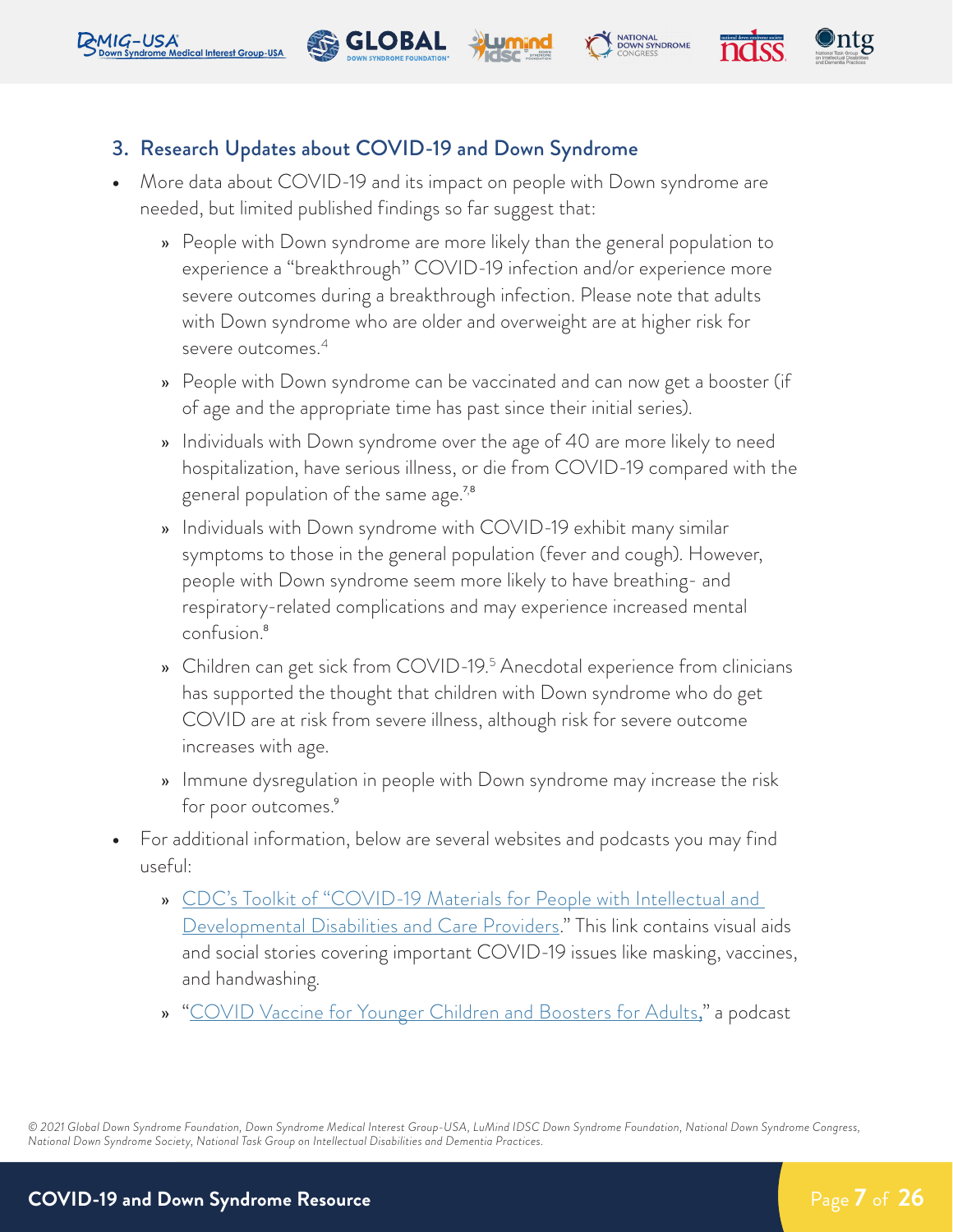### 3. Research Updates about COVID-19 and Down Syndrome

- More data about COVID-19 and its impact on people with Down syndrome are needed, but limited published findings so far suggest that:
  - People with Down syndrome are more likely than the general population to experience a "breakthrough" COVID-19 infection and/or experience more severe outcomes during a breakthrough infection. Please note that adults with Down syndrome who are older and overweight are at higher risk for severe outcomes.[4]
  - People with Down syndrome can be vaccinated and can now get a booster (if of age and the appropriate time has past since their initial series).
  - Individuals with Down syndrome over the age of 40 are more likely to need hospitalization, have serious illness, or die from COVID-19 compared with the general population of the same age.[7,8]
  - Individuals with Down syndrome with COVID-19 exhibit many similar symptoms to those in the general population (fever and cough). However, people with Down syndrome seem more likely to have breathing- and respiratory-related complications and may experience increased mental confusion.[8]
  - Children can get sick from COVID-19.[5] Anecdotal experience from clinicians has supported the thought that children with Down syndrome who do get COVID are at risk from severe illness, although risk for severe outcome increases with age.
  - Immune dysregulation in people with Down syndrome may increase the risk for poor outcomes.[9]
- For additional information, below are several websites and podcasts you may find useful:
  - CDC's Toolkit of "COVID-19 Materials for People with Intellectual and Developmental Disabilities and Care Providers." This link contains visual aids and social stories covering important COVID-19 issues like masking, vaccines, and handwashing.
  - "COVID Vaccine for Younger Children and Boosters for Adults," a podcast

*© 2021 Global Down Syndrome Foundation, Down Syndrome Medical Interest Group-USA, LuMind IDSC Down Syndrome Foundation, National Down Syndrome Congress, National Down Syndrome Society, National Task Group on Intellectual Disabilities and Dementia Practices.*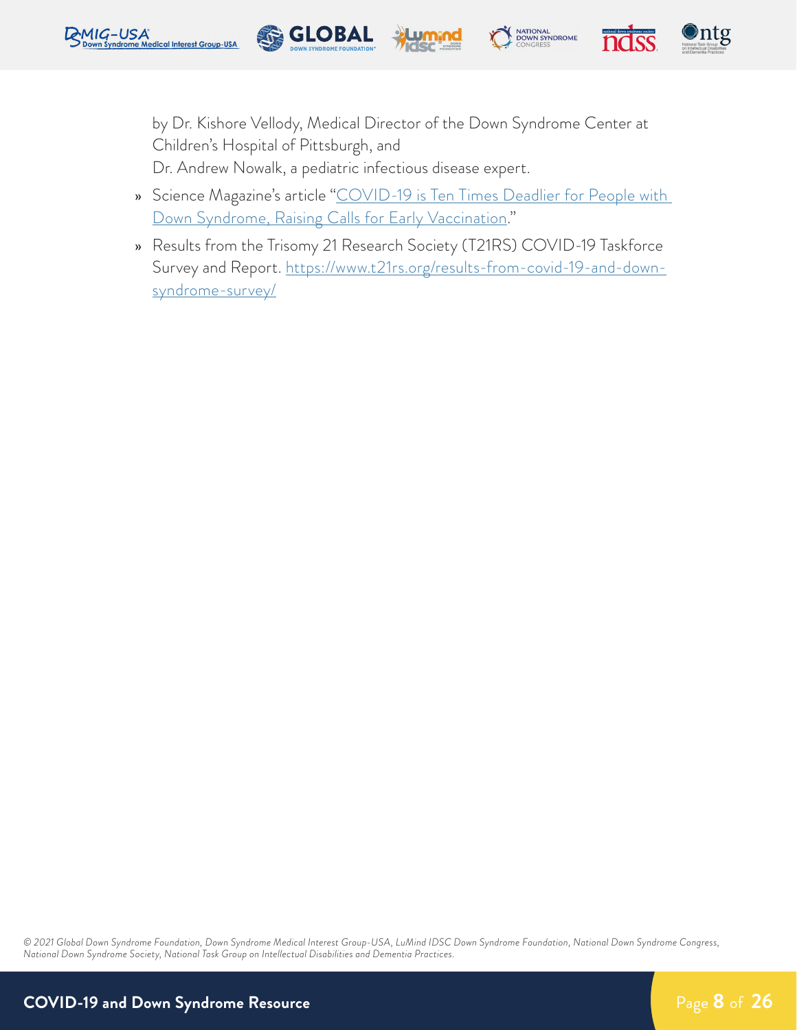by Dr. Kishore Vellody, Medical Director of the Down Syndrome Center at Children's Hospital of Pittsburgh, and
Dr. Andrew Nowalk, a pediatric infectious disease expert.

- Science Magazine's article "COVID-19 is Ten Times Deadlier for People with Down Syndrome, Raising Calls for Early Vaccination."
- Results from the Trisomy 21 Research Society (T21RS) COVID-19 Taskforce Survey and Report. https://www.t21rs.org/results-from-covid-19-and-down-syndrome-survey/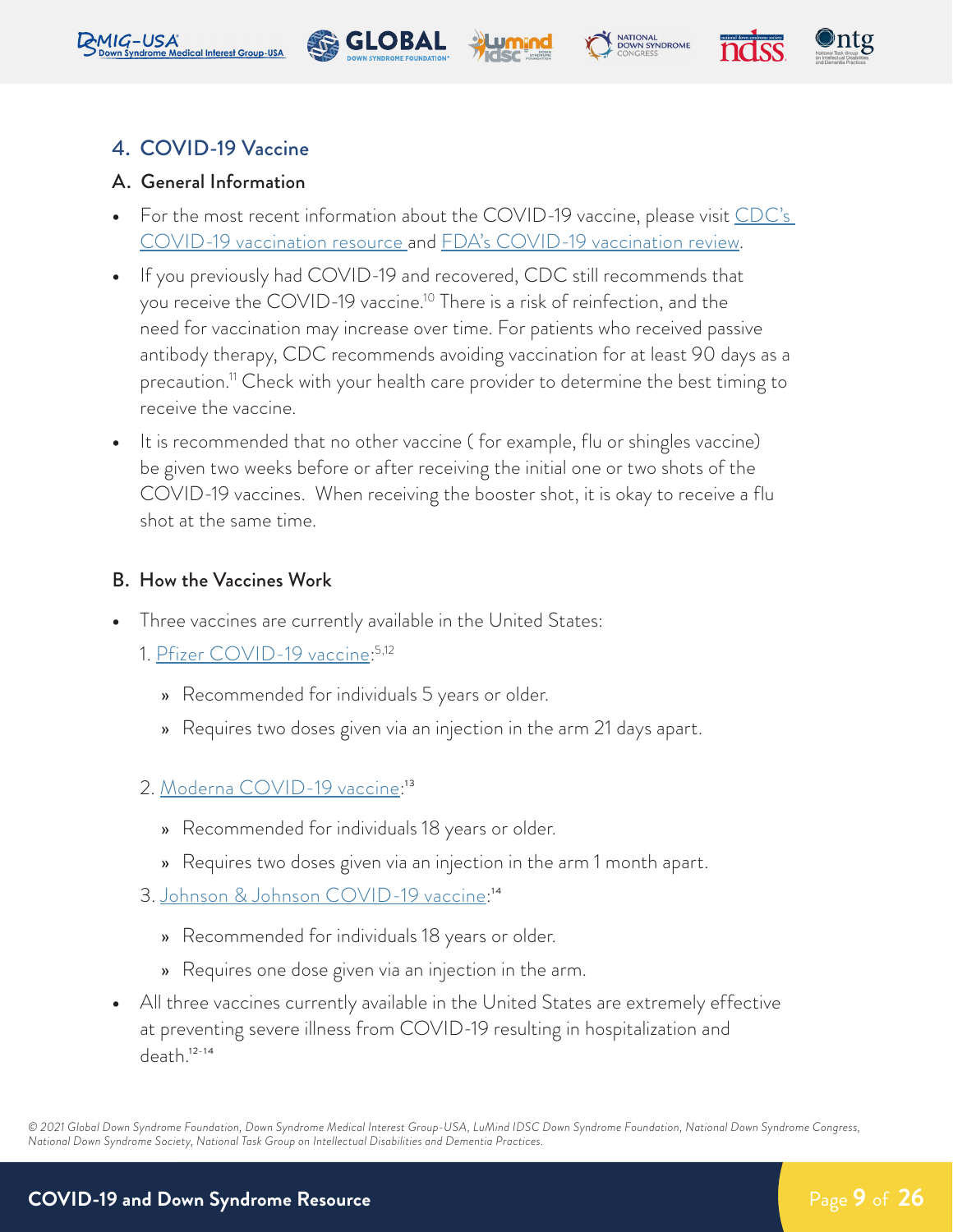## 4. COVID-19 Vaccine

### A. General Information

- For the most recent information about the COVID-19 vaccine, please visit CDC's COVID-19 vaccination resource and FDA's COVID-19 vaccination review.
- If you previously had COVID-19 and recovered, CDC still recommends that you receive the COVID-19 vaccine.[10] There is a risk of reinfection, and the need for vaccination may increase over time. For patients who received passive antibody therapy, CDC recommends avoiding vaccination for at least 90 days as a precaution.[11] Check with your health care provider to determine the best timing to receive the vaccine.
- It is recommended that no other vaccine ( for example, flu or shingles vaccine) be given two weeks before or after receiving the initial one or two shots of the COVID-19 vaccines. When receiving the booster shot, it is okay to receive a flu shot at the same time.

### B. How the Vaccines Work

- Three vaccines are currently available in the United States:

  1. Pfizer COVID-19 vaccine:[5,12]
     - Recommended for individuals 5 years or older.
     - Requires two doses given via an injection in the arm 21 days apart.

  2. Moderna COVID-19 vaccine:[13]
     - Recommended for individuals 18 years or older.
     - Requires two doses given via an injection in the arm 1 month apart.

  3. Johnson & Johnson COVID-19 vaccine:[14]
     - Recommended for individuals 18 years or older.
     - Requires one dose given via an injection in the arm.

- All three vaccines currently available in the United States are extremely effective at preventing severe illness from COVID-19 resulting in hospitalization and death.[12-14]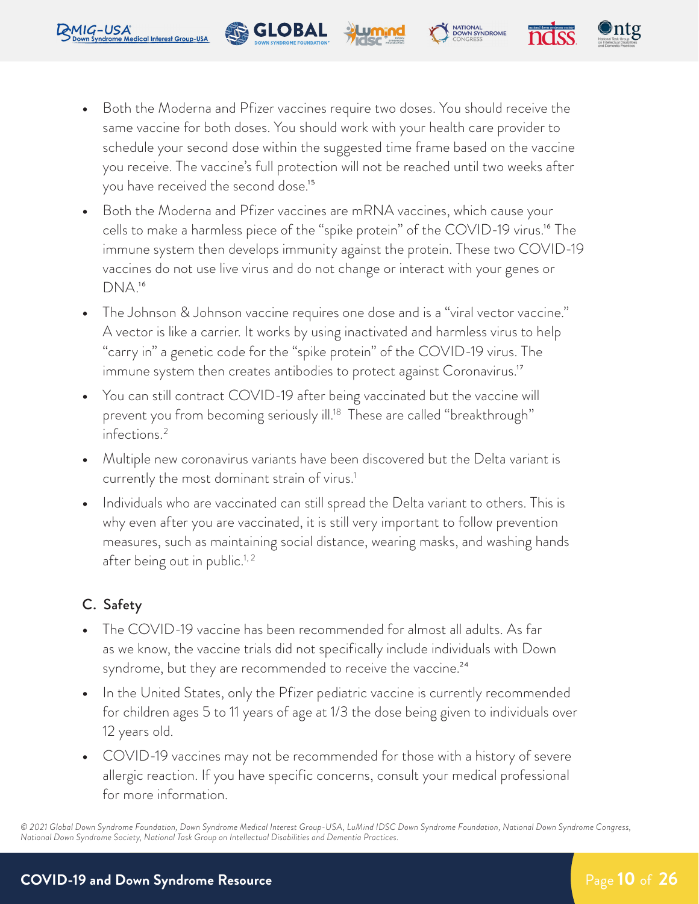- Both the Moderna and Pfizer vaccines require two doses. You should receive the same vaccine for both doses. You should work with your health care provider to schedule your second dose within the suggested time frame based on the vaccine you receive. The vaccine's full protection will not be reached until two weeks after you have received the second dose.[15]
- Both the Moderna and Pfizer vaccines are mRNA vaccines, which cause your cells to make a harmless piece of the "spike protein" of the COVID-19 virus.[16] The immune system then develops immunity against the protein. These two COVID-19 vaccines do not use live virus and do not change or interact with your genes or DNA.[16]
- The Johnson & Johnson vaccine requires one dose and is a "viral vector vaccine." A vector is like a carrier. It works by using inactivated and harmless virus to help "carry in" a genetic code for the "spike protein" of the COVID-19 virus. The immune system then creates antibodies to protect against Coronavirus.[17]
- You can still contract COVID-19 after being vaccinated but the vaccine will prevent you from becoming seriously ill.[18] These are called "breakthrough" infections.[2]
- Multiple new coronavirus variants have been discovered but the Delta variant is currently the most dominant strain of virus.[1]
- Individuals who are vaccinated can still spread the Delta variant to others. This is why even after you are vaccinated, it is still very important to follow prevention measures, such as maintaining social distance, wearing masks, and washing hands after being out in public.[1, 2]

### C. Safety

- The COVID-19 vaccine has been recommended for almost all adults. As far as we know, the vaccine trials did not specifically include individuals with Down syndrome, but they are recommended to receive the vaccine.[24]
- In the United States, only the Pfizer pediatric vaccine is currently recommended for children ages 5 to 11 years of age at 1/3 the dose being given to individuals over 12 years old.
- COVID-19 vaccines may not be recommended for those with a history of severe allergic reaction. If you have specific concerns, consult your medical professional for more information.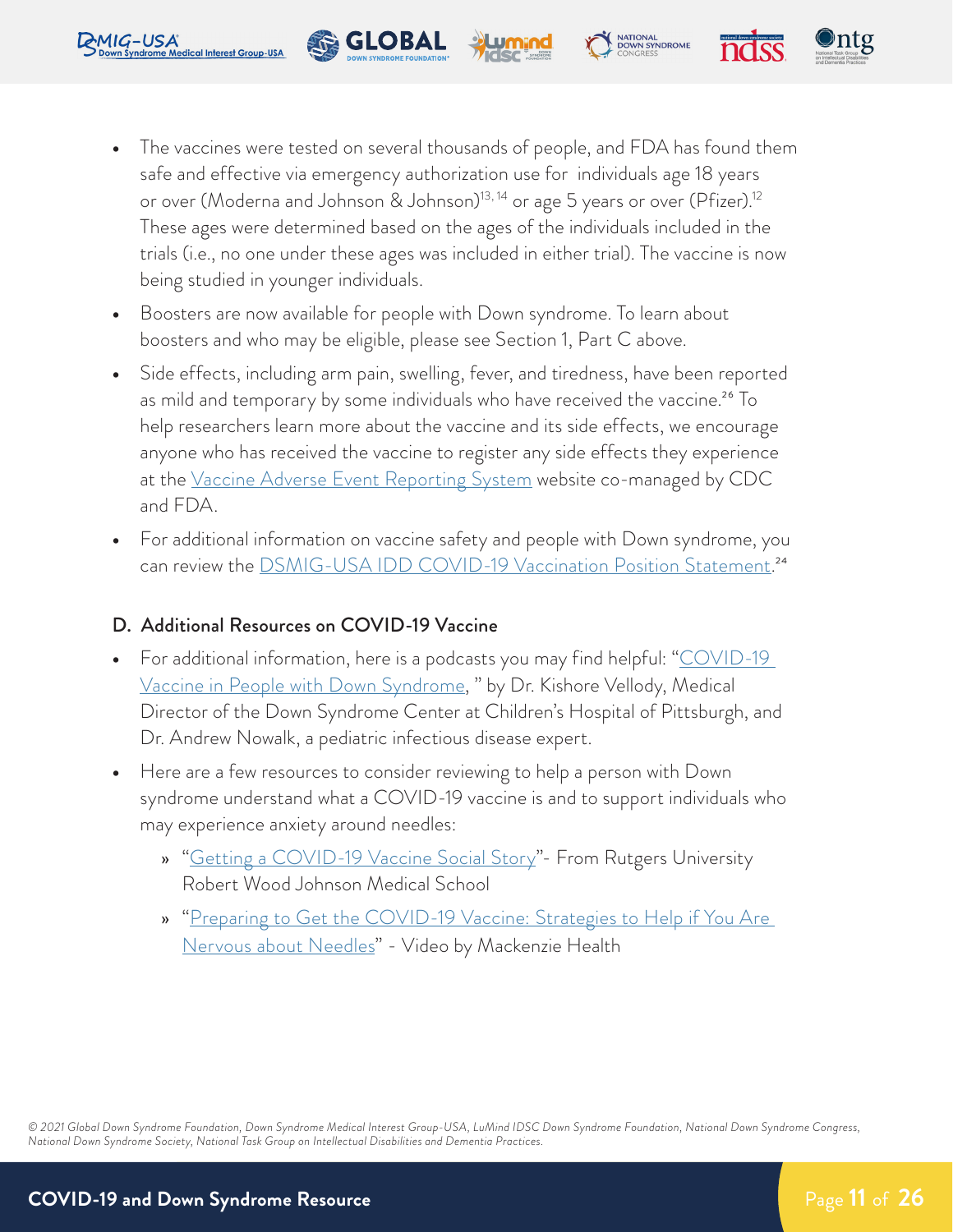- The vaccines were tested on several thousands of people, and FDA has found them safe and effective via emergency authorization use for individuals age 18 years or over (Moderna and Johnson & Johnson)[13, 14] or age 5 years or over (Pfizer).[12] These ages were determined based on the ages of the individuals included in the trials (i.e., no one under these ages was included in either trial). The vaccine is now being studied in younger individuals.
- Boosters are now available for people with Down syndrome. To learn about boosters and who may be eligible, please see Section 1, Part C above.
- Side effects, including arm pain, swelling, fever, and tiredness, have been reported as mild and temporary by some individuals who have received the vaccine.[26] To help researchers learn more about the vaccine and its side effects, we encourage anyone who has received the vaccine to register any side effects they experience at the Vaccine Adverse Event Reporting System website co-managed by CDC and FDA.
- For additional information on vaccine safety and people with Down syndrome, you can review the DSMIG-USA IDD COVID-19 Vaccination Position Statement.[24]

### D. Additional Resources on COVID-19 Vaccine

- For additional information, here is a podcasts you may find helpful: "COVID-19 Vaccine in People with Down Syndrome, " by Dr. Kishore Vellody, Medical Director of the Down Syndrome Center at Children's Hospital of Pittsburgh, and Dr. Andrew Nowalk, a pediatric infectious disease expert.
- Here are a few resources to consider reviewing to help a person with Down syndrome understand what a COVID-19 vaccine is and to support individuals who may experience anxiety around needles:
  - "Getting a COVID-19 Vaccine Social Story"- From Rutgers University Robert Wood Johnson Medical School
  - "Preparing to Get the COVID-19 Vaccine: Strategies to Help if You Are Nervous about Needles" - Video by Mackenzie Health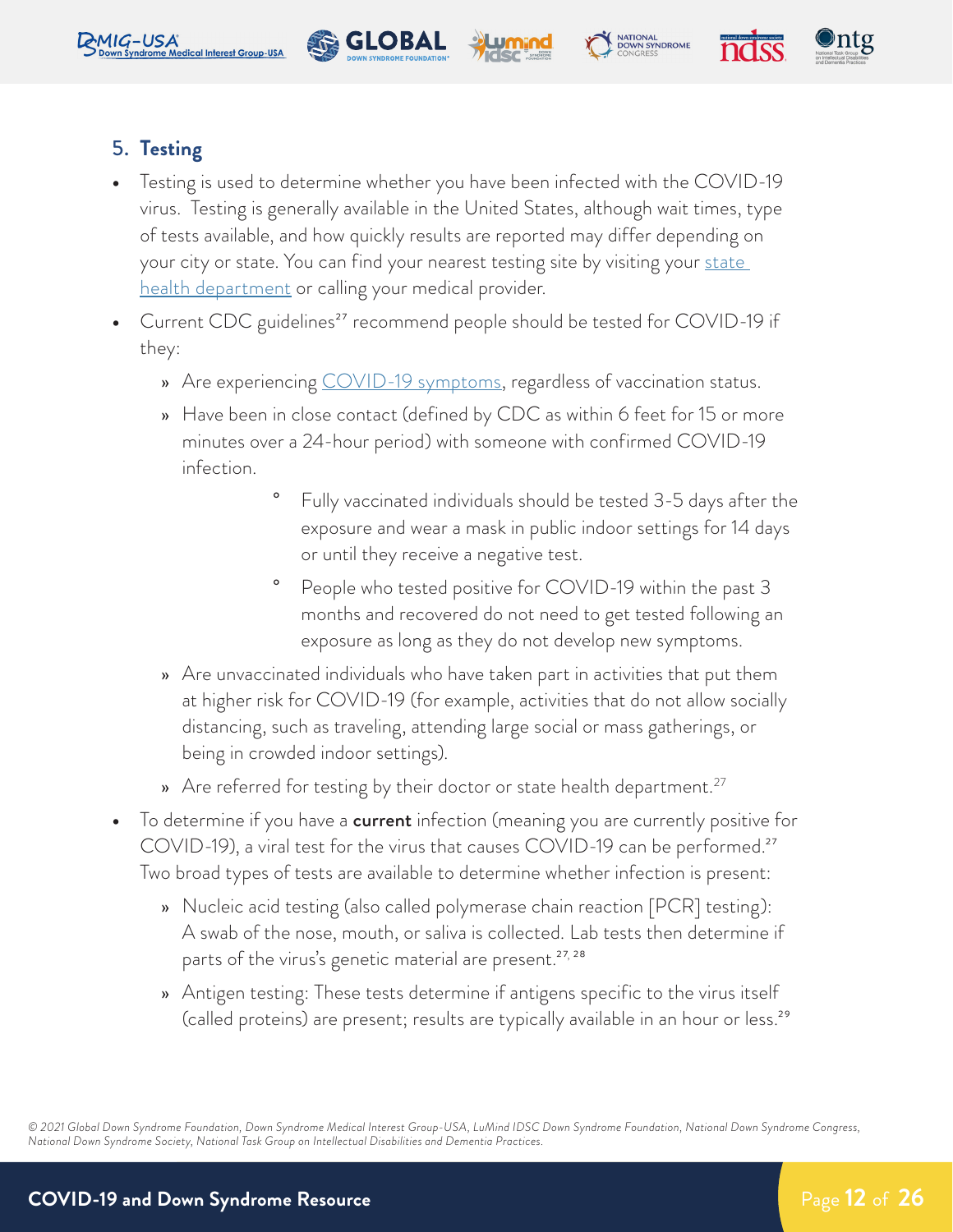## 5. Testing

- Testing is used to determine whether you have been infected with the COVID-19 virus. Testing is generally available in the United States, although wait times, type of tests available, and how quickly results are reported may differ depending on your city or state. You can find your nearest testing site by visiting your state health department or calling your medical provider.
- Current CDC guidelines[27] recommend people should be tested for COVID-19 if they:
  - Are experiencing COVID-19 symptoms, regardless of vaccination status.
  - Have been in close contact (defined by CDC as within 6 feet for 15 or more minutes over a 24-hour period) with someone with confirmed COVID-19 infection.
    - Fully vaccinated individuals should be tested 3-5 days after the exposure and wear a mask in public indoor settings for 14 days or until they receive a negative test.
    - People who tested positive for COVID-19 within the past 3 months and recovered do not need to get tested following an exposure as long as they do not develop new symptoms.
  - Are unvaccinated individuals who have taken part in activities that put them at higher risk for COVID-19 (for example, activities that do not allow socially distancing, such as traveling, attending large social or mass gatherings, or being in crowded indoor settings).
  - Are referred for testing by their doctor or state health department.[27]
- To determine if you have a **current** infection (meaning you are currently positive for COVID-19), a viral test for the virus that causes COVID-19 can be performed.[27] Two broad types of tests are available to determine whether infection is present:
  - Nucleic acid testing (also called polymerase chain reaction [PCR] testing): A swab of the nose, mouth, or saliva is collected. Lab tests then determine if parts of the virus's genetic material are present.[27, 28]
  - Antigen testing: These tests determine if antigens specific to the virus itself (called proteins) are present; results are typically available in an hour or less.[29]

*© 2021 Global Down Syndrome Foundation, Down Syndrome Medical Interest Group-USA, LuMind IDSC Down Syndrome Foundation, National Down Syndrome Congress, National Down Syndrome Society, National Task Group on Intellectual Disabilities and Dementia Practices.*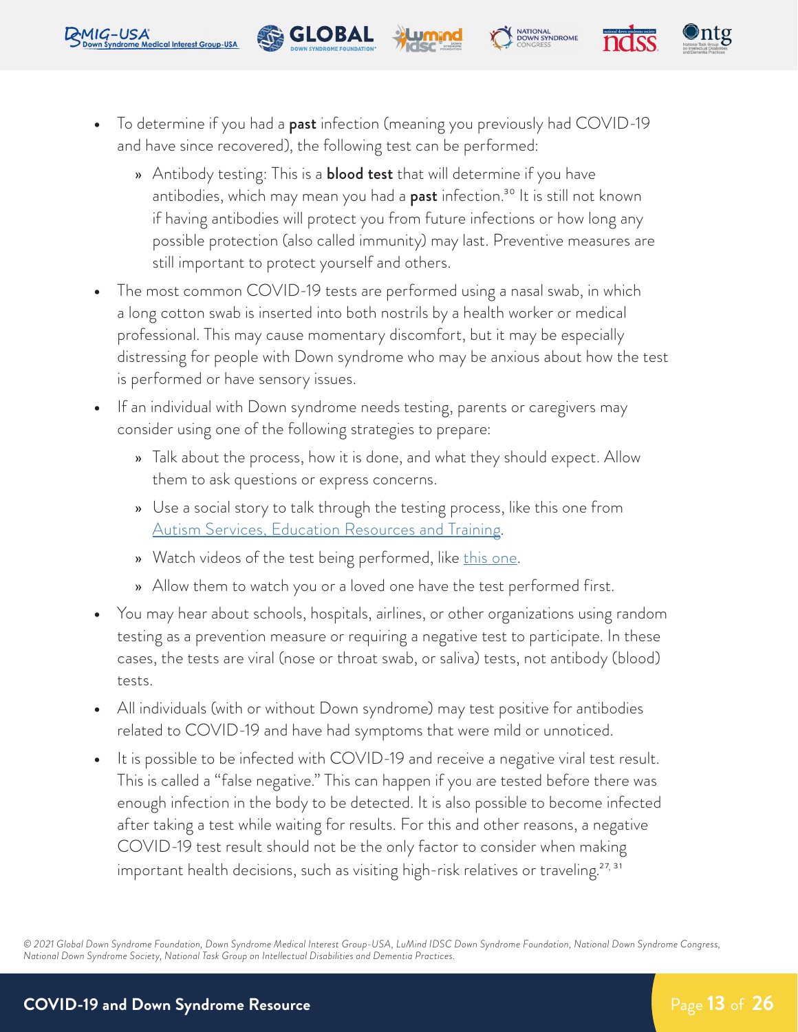- To determine if you had a **past** infection (meaning you previously had COVID-19 and have since recovered), the following test can be performed:
  - Antibody testing: This is a **blood test** that will determine if you have antibodies, which may mean you had a **past** infection.[30] It is still not known if having antibodies will protect you from future infections or how long any possible protection (also called immunity) may last. Preventive measures are still important to protect yourself and others.
- The most common COVID-19 tests are performed using a nasal swab, in which a long cotton swab is inserted into both nostrils by a health worker or medical professional. This may cause momentary discomfort, but it may be especially distressing for people with Down syndrome who may be anxious about how the test is performed or have sensory issues.
- If an individual with Down syndrome needs testing, parents or caregivers may consider using one of the following strategies to prepare:
  - Talk about the process, how it is done, and what they should expect. Allow them to ask questions or express concerns.
  - Use a social story to talk through the testing process, like this one from Autism Services, Education Resources and Training.
  - Watch videos of the test being performed, like this one.
  - Allow them to watch you or a loved one have the test performed first.
- You may hear about schools, hospitals, airlines, or other organizations using random testing as a prevention measure or requiring a negative test to participate. In these cases, the tests are viral (nose or throat swab, or saliva) tests, not antibody (blood) tests.
- All individuals (with or without Down syndrome) may test positive for antibodies related to COVID-19 and have had symptoms that were mild or unnoticed.
- It is possible to be infected with COVID-19 and receive a negative viral test result. This is called a "false negative." This can happen if you are tested before there was enough infection in the body to be detected. It is also possible to become infected after taking a test while waiting for results. For this and other reasons, a negative COVID-19 test result should not be the only factor to consider when making important health decisions, such as visiting high-risk relatives or traveling.[27, 31]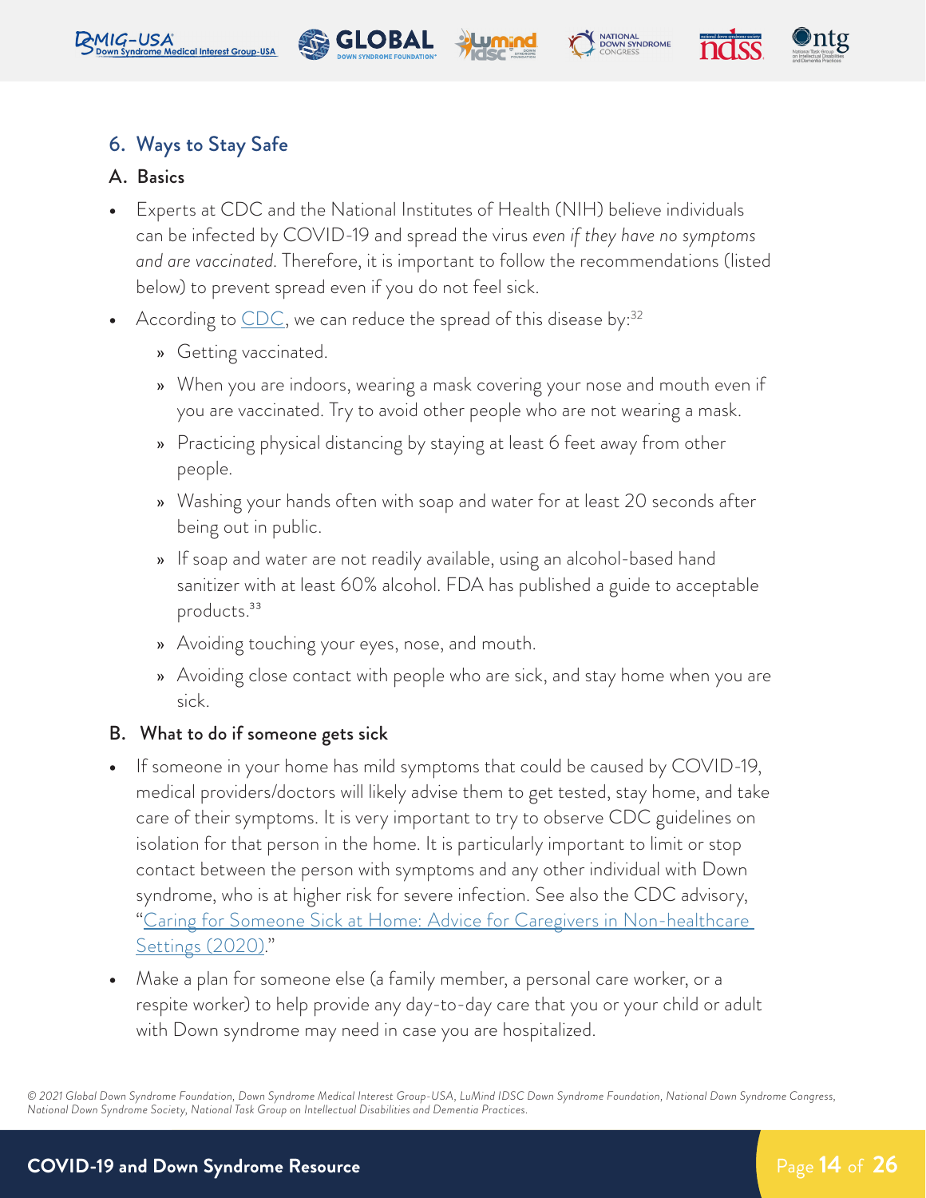## 6. Ways to Stay Safe

### A. Basics

- Experts at CDC and the National Institutes of Health (NIH) believe individuals can be infected by COVID-19 and spread the virus *even if they have no symptoms and are vaccinated*. Therefore, it is important to follow the recommendations (listed below) to prevent spread even if you do not feel sick.
- According to CDC, we can reduce the spread of this disease by:[32]
  - Getting vaccinated.
  - When you are indoors, wearing a mask covering your nose and mouth even if you are vaccinated. Try to avoid other people who are not wearing a mask.
  - Practicing physical distancing by staying at least 6 feet away from other people.
  - Washing your hands often with soap and water for at least 20 seconds after being out in public.
  - If soap and water are not readily available, using an alcohol-based hand sanitizer with at least 60% alcohol. FDA has published a guide to acceptable products.[33]
  - Avoiding touching your eyes, nose, and mouth.
  - Avoiding close contact with people who are sick, and stay home when you are sick.

### B. What to do if someone gets sick

- If someone in your home has mild symptoms that could be caused by COVID-19, medical providers/doctors will likely advise them to get tested, stay home, and take care of their symptoms. It is very important to try to observe CDC guidelines on isolation for that person in the home. It is particularly important to limit or stop contact between the person with symptoms and any other individual with Down syndrome, who is at higher risk for severe infection. See also the CDC advisory, "Caring for Someone Sick at Home: Advice for Caregivers in Non-healthcare Settings (2020)."
- Make a plan for someone else (a family member, a personal care worker, or a respite worker) to help provide any day-to-day care that you or your child or adult with Down syndrome may need in case you are hospitalized.

*© 2021 Global Down Syndrome Foundation, Down Syndrome Medical Interest Group-USA, LuMind IDSC Down Syndrome Foundation, National Down Syndrome Congress, National Down Syndrome Society, National Task Group on Intellectual Disabilities and Dementia Practices.*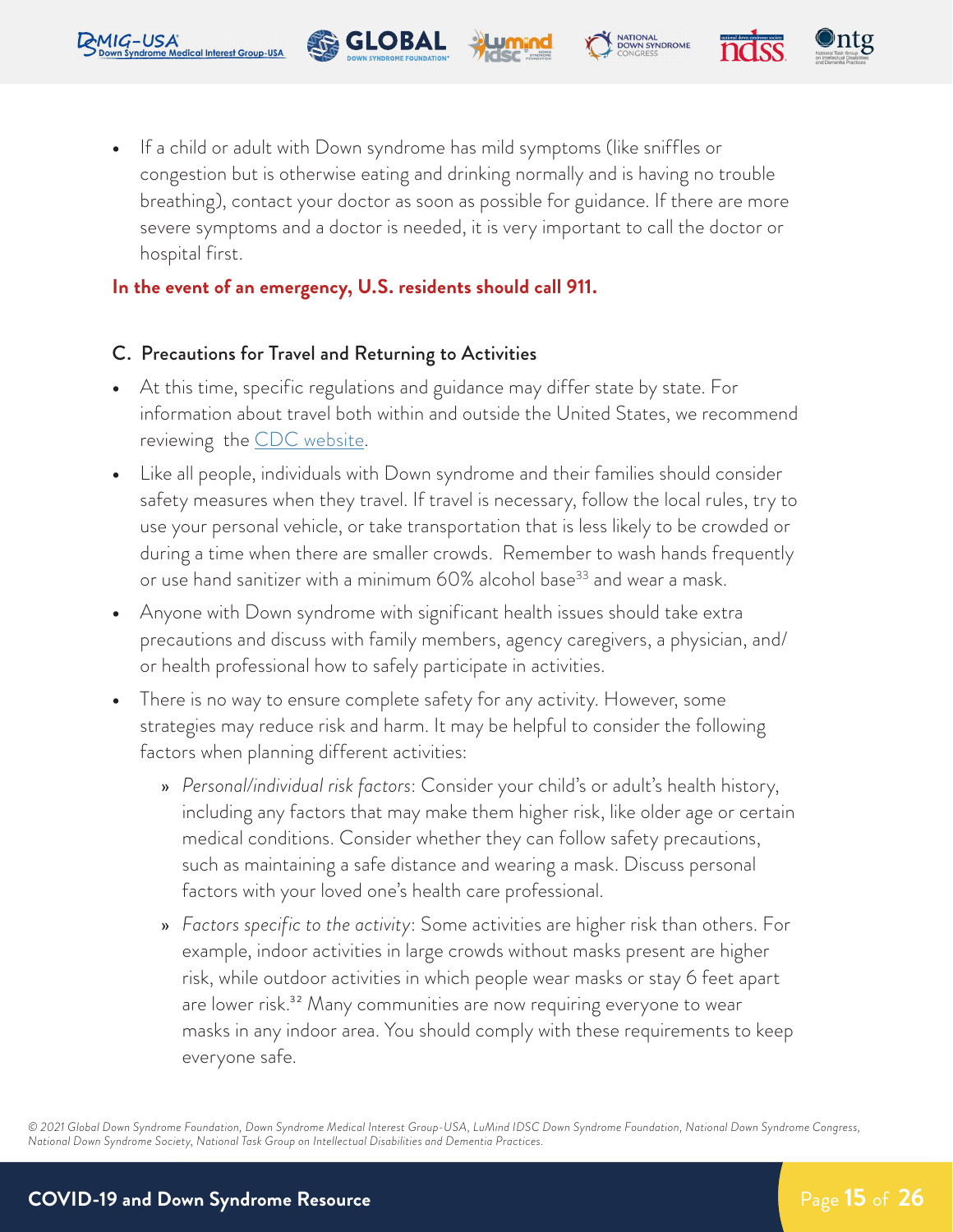- If a child or adult with Down syndrome has mild symptoms (like sniffles or congestion but is otherwise eating and drinking normally and is having no trouble breathing), contact your doctor as soon as possible for guidance. If there are more severe symptoms and a doctor is needed, it is very important to call the doctor or hospital first.

**In the event of an emergency, U.S. residents should call 911.**

### C. Precautions for Travel and Returning to Activities

- At this time, specific regulations and guidance may differ state by state. For information about travel both within and outside the United States, we recommend reviewing the CDC website.
- Like all people, individuals with Down syndrome and their families should consider safety measures when they travel. If travel is necessary, follow the local rules, try to use your personal vehicle, or take transportation that is less likely to be crowded or during a time when there are smaller crowds. Remember to wash hands frequently or use hand sanitizer with a minimum 60% alcohol base[33] and wear a mask.
- Anyone with Down syndrome with significant health issues should take extra precautions and discuss with family members, agency caregivers, a physician, and/or health professional how to safely participate in activities.
- There is no way to ensure complete safety for any activity. However, some strategies may reduce risk and harm. It may be helpful to consider the following factors when planning different activities:
  - *Personal/individual risk factors*: Consider your child's or adult's health history, including any factors that may make them higher risk, like older age or certain medical conditions. Consider whether they can follow safety precautions, such as maintaining a safe distance and wearing a mask. Discuss personal factors with your loved one's health care professional.
  - *Factors specific to the activity*: Some activities are higher risk than others. For example, indoor activities in large crowds without masks present are higher risk, while outdoor activities in which people wear masks or stay 6 feet apart are lower risk.[32] Many communities are now requiring everyone to wear masks in any indoor area. You should comply with these requirements to keep everyone safe.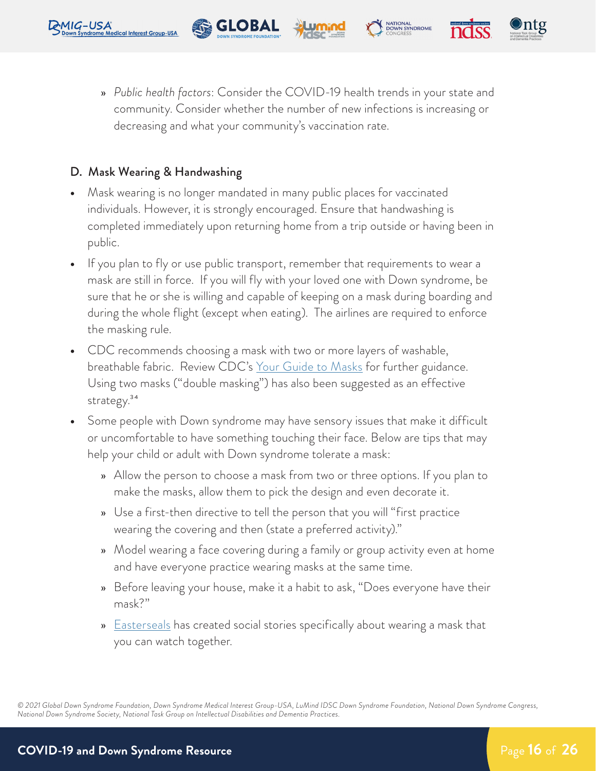- *Public health factors*: Consider the COVID-19 health trends in your state and community. Consider whether the number of new infections is increasing or decreasing and what your community's vaccination rate.

### D. Mask Wearing & Handwashing

- Mask wearing is no longer mandated in many public places for vaccinated individuals. However, it is strongly encouraged. Ensure that handwashing is completed immediately upon returning home from a trip outside or having been in public.
- If you plan to fly or use public transport, remember that requirements to wear a mask are still in force. If you will fly with your loved one with Down syndrome, be sure that he or she is willing and capable of keeping on a mask during boarding and during the whole flight (except when eating). The airlines are required to enforce the masking rule.
- CDC recommends choosing a mask with two or more layers of washable, breathable fabric. Review CDC's [Your Guide to Masks] for further guidance. Using two masks ("double masking") has also been suggested as an effective strategy.[34]
- Some people with Down syndrome may have sensory issues that make it difficult or uncomfortable to have something touching their face. Below are tips that may help your child or adult with Down syndrome tolerate a mask:
  - Allow the person to choose a mask from two or three options. If you plan to make the masks, allow them to pick the design and even decorate it.
  - Use a first-then directive to tell the person that you will "first practice wearing the covering and then (state a preferred activity)."
  - Model wearing a face covering during a family or group activity even at home and have everyone practice wearing masks at the same time.
  - Before leaving your house, make it a habit to ask, "Does everyone have their mask?"
  - [Easterseals] has created social stories specifically about wearing a mask that you can watch together.

© 2021 Global Down Syndrome Foundation, Down Syndrome Medical Interest Group-USA, LuMind IDSC Down Syndrome Foundation, National Down Syndrome Congress, National Down Syndrome Society, National Task Group on Intellectual Disabilities and Dementia Practices.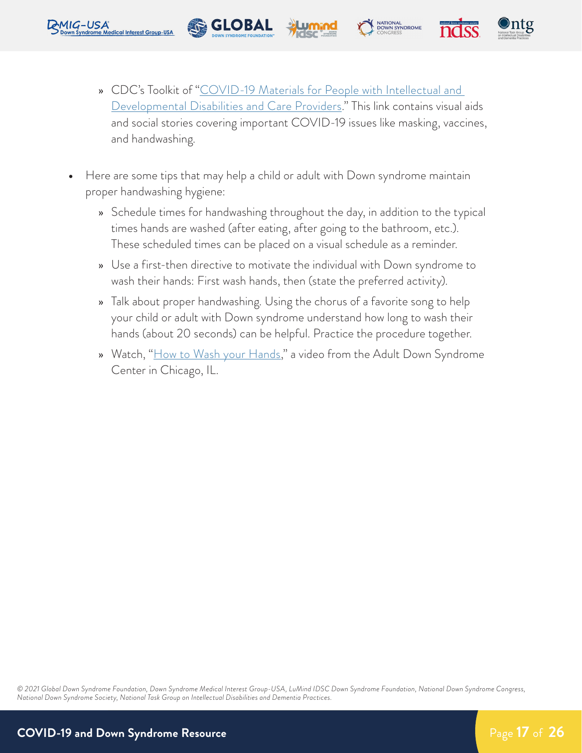- CDC's Toolkit of "COVID-19 Materials for People with Intellectual and Developmental Disabilities and Care Providers." This link contains visual aids and social stories covering important COVID-19 issues like masking, vaccines, and handwashing.

- Here are some tips that may help a child or adult with Down syndrome maintain proper handwashing hygiene:
    - Schedule times for handwashing throughout the day, in addition to the typical times hands are washed (after eating, after going to the bathroom, etc.). These scheduled times can be placed on a visual schedule as a reminder.
    - Use a first-then directive to motivate the individual with Down syndrome to wash their hands: First wash hands, then (state the preferred activity).
    - Talk about proper handwashing. Using the chorus of a favorite song to help your child or adult with Down syndrome understand how long to wash their hands (about 20 seconds) can be helpful. Practice the procedure together.
    - Watch, "How to Wash your Hands," a video from the Adult Down Syndrome Center in Chicago, IL.

*© 2021 Global Down Syndrome Foundation, Down Syndrome Medical Interest Group-USA, LuMind IDSC Down Syndrome Foundation, National Down Syndrome Congress, National Down Syndrome Society, National Task Group on Intellectual Disabilities and Dementia Practices.*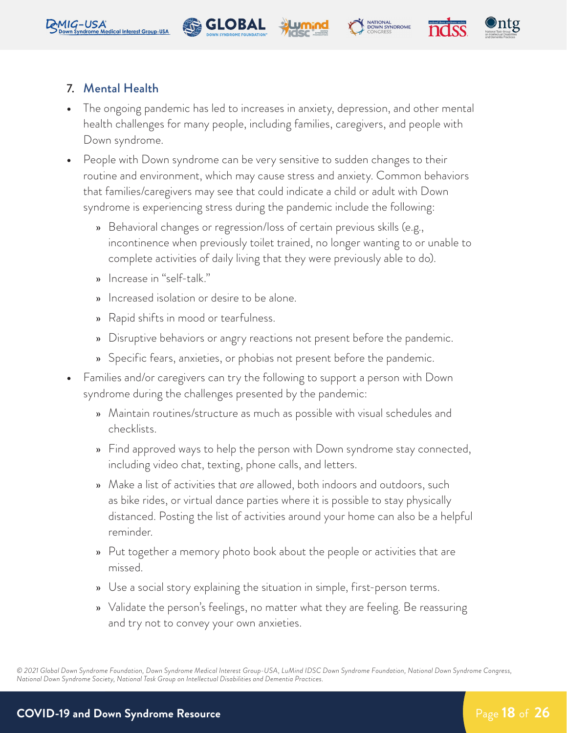## 7. Mental Health

- The ongoing pandemic has led to increases in anxiety, depression, and other mental health challenges for many people, including families, caregivers, and people with Down syndrome.
- People with Down syndrome can be very sensitive to sudden changes to their routine and environment, which may cause stress and anxiety. Common behaviors that families/caregivers may see that could indicate a child or adult with Down syndrome is experiencing stress during the pandemic include the following:
  - Behavioral changes or regression/loss of certain previous skills (e.g., incontinence when previously toilet trained, no longer wanting to or unable to complete activities of daily living that they were previously able to do).
  - Increase in "self-talk."
  - Increased isolation or desire to be alone.
  - Rapid shifts in mood or tearfulness.
  - Disruptive behaviors or angry reactions not present before the pandemic.
  - Specific fears, anxieties, or phobias not present before the pandemic.
- Families and/or caregivers can try the following to support a person with Down syndrome during the challenges presented by the pandemic:
  - Maintain routines/structure as much as possible with visual schedules and checklists.
  - Find approved ways to help the person with Down syndrome stay connected, including video chat, texting, phone calls, and letters.
  - Make a list of activities that *are* allowed, both indoors and outdoors, such as bike rides, or virtual dance parties where it is possible to stay physically distanced. Posting the list of activities around your home can also be a helpful reminder.
  - Put together a memory photo book about the people or activities that are missed.
  - Use a social story explaining the situation in simple, first-person terms.
  - Validate the person's feelings, no matter what they are feeling. Be reassuring and try not to convey your own anxieties.

*© 2021 Global Down Syndrome Foundation, Down Syndrome Medical Interest Group-USA, LuMind IDSC Down Syndrome Foundation, National Down Syndrome Congress, National Down Syndrome Society, National Task Group on Intellectual Disabilities and Dementia Practices.*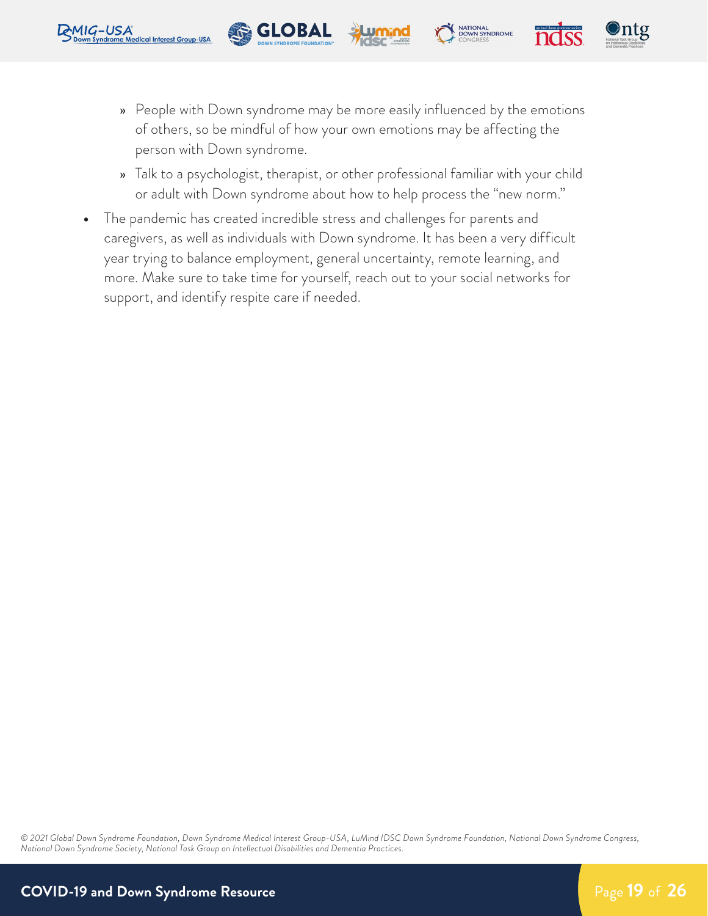- People with Down syndrome may be more easily influenced by the emotions of others, so be mindful of how your own emotions may be affecting the person with Down syndrome.
    - Talk to a psychologist, therapist, or other professional familiar with your child or adult with Down syndrome about how to help process the "new norm."
- The pandemic has created incredible stress and challenges for parents and caregivers, as well as individuals with Down syndrome. It has been a very difficult year trying to balance employment, general uncertainty, remote learning, and more. Make sure to take time for yourself, reach out to your social networks for support, and identify respite care if needed.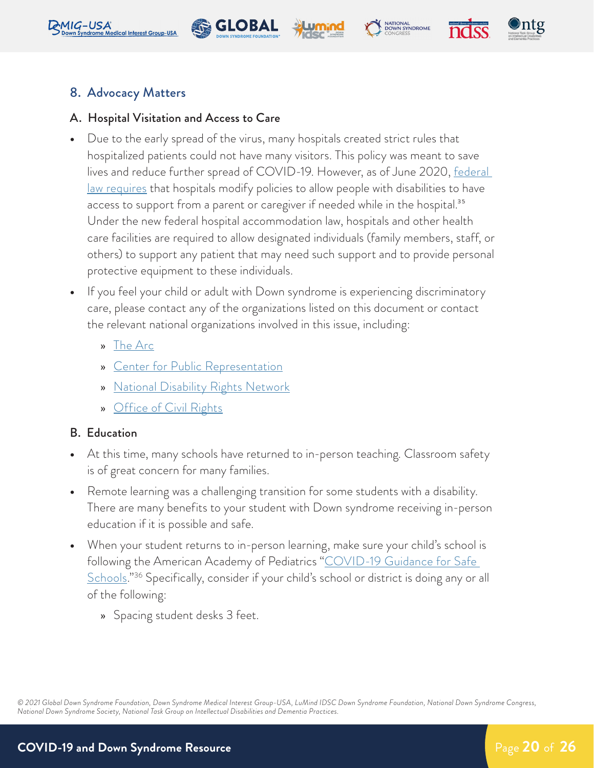## 8. Advocacy Matters

### A. Hospital Visitation and Access to Care

- Due to the early spread of the virus, many hospitals created strict rules that hospitalized patients could not have many visitors. This policy was meant to save lives and reduce further spread of COVID-19. However, as of June 2020, federal law requires that hospitals modify policies to allow people with disabilities to have access to support from a parent or caregiver if needed while in the hospital.[35] Under the new federal hospital accommodation law, hospitals and other health care facilities are required to allow designated individuals (family members, staff, or others) to support any patient that may need such support and to provide personal protective equipment to these individuals.
- If you feel your child or adult with Down syndrome is experiencing discriminatory care, please contact any of the organizations listed on this document or contact the relevant national organizations involved in this issue, including:
  - The Arc
  - Center for Public Representation
  - National Disability Rights Network
  - Office of Civil Rights

### B. Education

- At this time, many schools have returned to in-person teaching. Classroom safety is of great concern for many families.
- Remote learning was a challenging transition for some students with a disability. There are many benefits to your student with Down syndrome receiving in-person education if it is possible and safe.
- When your student returns to in-person learning, make sure your child's school is following the American Academy of Pediatrics "COVID-19 Guidance for Safe Schools."[36] Specifically, consider if your child's school or district is doing any or all of the following:
  - Spacing student desks 3 feet.

*© 2021 Global Down Syndrome Foundation, Down Syndrome Medical Interest Group-USA, LuMind IDSC Down Syndrome Foundation, National Down Syndrome Congress, National Down Syndrome Society, National Task Group on Intellectual Disabilities and Dementia Practices.*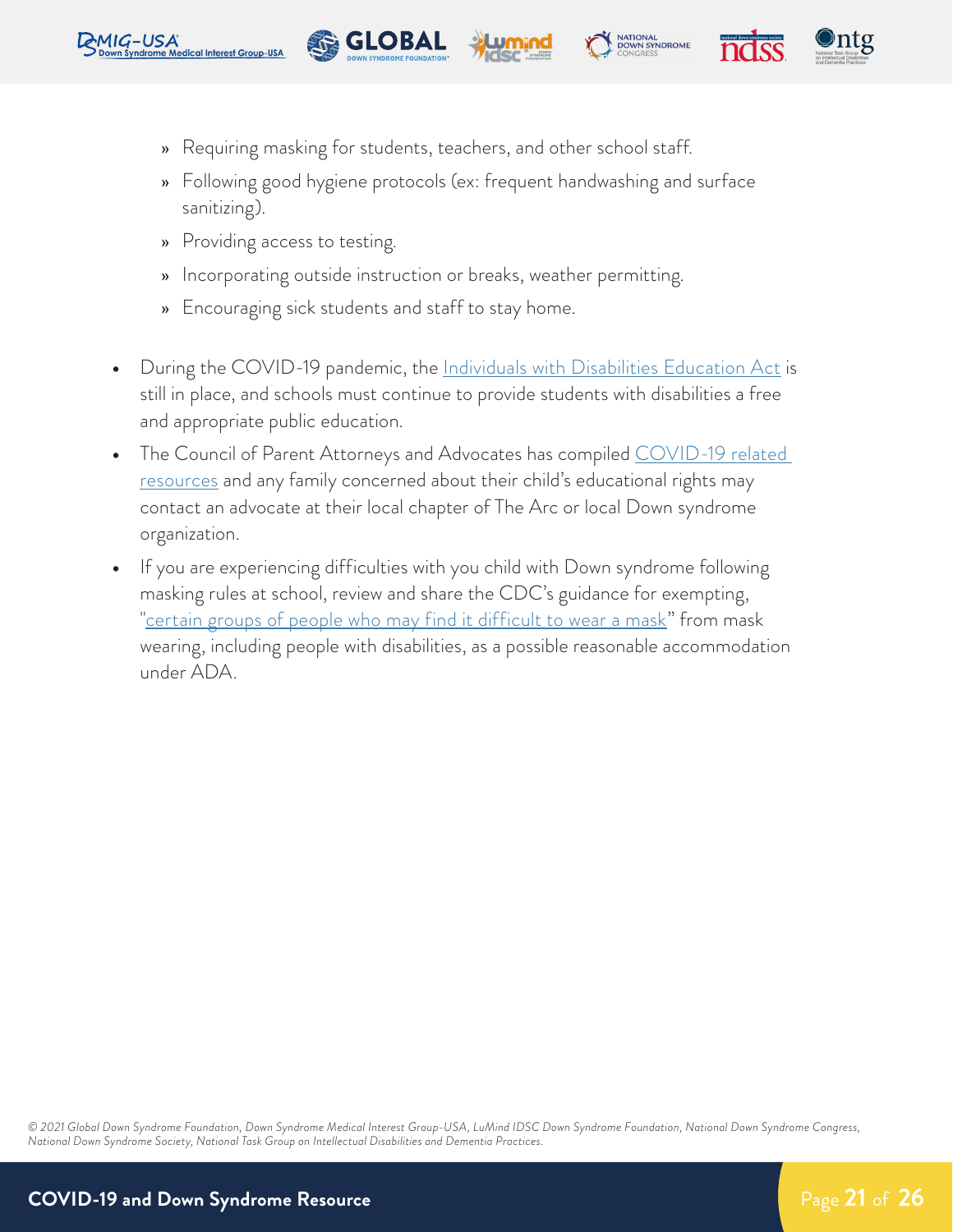- Requiring masking for students, teachers, and other school staff.
    - Following good hygiene protocols (ex: frequent handwashing and surface sanitizing).
    - Providing access to testing.
    - Incorporating outside instruction or breaks, weather permitting.
    - Encouraging sick students and staff to stay home.

- During the COVID-19 pandemic, the Individuals with Disabilities Education Act is still in place, and schools must continue to provide students with disabilities a free and appropriate public education.
- The Council of Parent Attorneys and Advocates has compiled COVID-19 related resources and any family concerned about their child's educational rights may contact an advocate at their local chapter of The Arc or local Down syndrome organization.
- If you are experiencing difficulties with you child with Down syndrome following masking rules at school, review and share the CDC's guidance for exempting, "certain groups of people who may find it difficult to wear a mask" from mask wearing, including people with disabilities, as a possible reasonable accommodation under ADA.

*© 2021 Global Down Syndrome Foundation, Down Syndrome Medical Interest Group-USA, LuMind IDSC Down Syndrome Foundation, National Down Syndrome Congress, National Down Syndrome Society, National Task Group on Intellectual Disabilities and Dementia Practices.*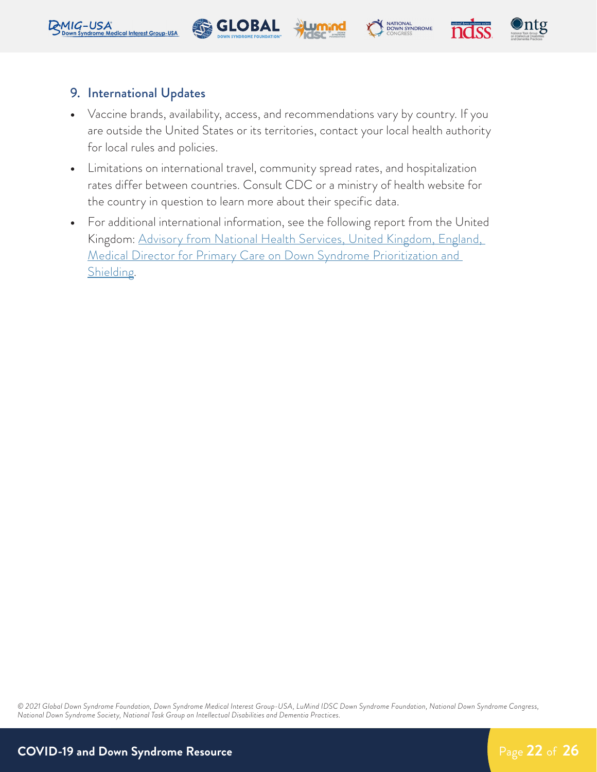## 9. International Updates

- Vaccine brands, availability, access, and recommendations vary by country. If you are outside the United States or its territories, contact your local health authority for local rules and policies.
- Limitations on international travel, community spread rates, and hospitalization rates differ between countries. Consult CDC or a ministry of health website for the country in question to learn more about their specific data.
- For additional international information, see the following report from the United Kingdom: Advisory from National Health Services, United Kingdom, England, Medical Director for Primary Care on Down Syndrome Prioritization and Shielding.

*© 2021 Global Down Syndrome Foundation, Down Syndrome Medical Interest Group-USA, LuMind IDSC Down Syndrome Foundation, National Down Syndrome Congress, National Down Syndrome Society, National Task Group on Intellectual Disabilities and Dementia Practices.*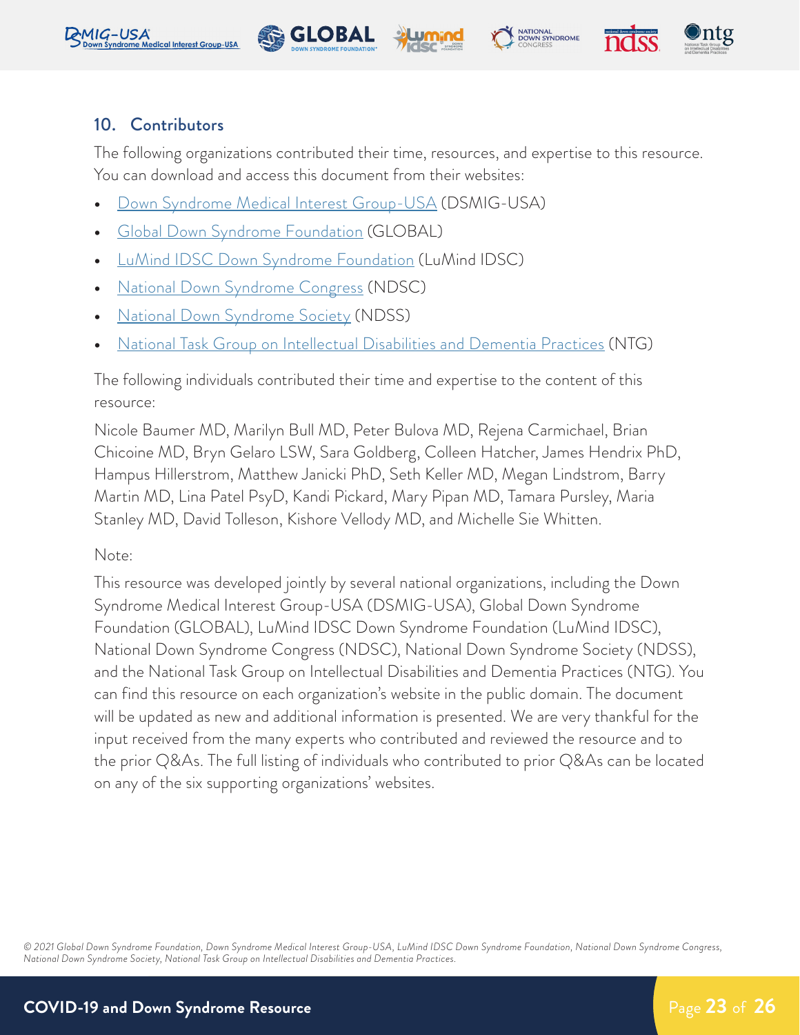## 10. Contributors

The following organizations contributed their time, resources, and expertise to this resource. You can download and access this document from their websites:

- Down Syndrome Medical Interest Group-USA (DSMIG-USA)
- Global Down Syndrome Foundation (GLOBAL)
- LuMind IDSC Down Syndrome Foundation (LuMind IDSC)
- National Down Syndrome Congress (NDSC)
- National Down Syndrome Society (NDSS)
- National Task Group on Intellectual Disabilities and Dementia Practices (NTG)

The following individuals contributed their time and expertise to the content of this resource:

Nicole Baumer MD, Marilyn Bull MD, Peter Bulova MD, Rejena Carmichael, Brian Chicoine MD, Bryn Gelaro LSW, Sara Goldberg, Colleen Hatcher, James Hendrix PhD, Hampus Hillerstrom, Matthew Janicki PhD, Seth Keller MD, Megan Lindstrom, Barry Martin MD, Lina Patel PsyD, Kandi Pickard, Mary Pipan MD, Tamara Pursley, Maria Stanley MD, David Tolleson, Kishore Vellody MD, and Michelle Sie Whitten.

Note:

This resource was developed jointly by several national organizations, including the Down Syndrome Medical Interest Group-USA (DSMIG-USA), Global Down Syndrome Foundation (GLOBAL), LuMind IDSC Down Syndrome Foundation (LuMind IDSC), National Down Syndrome Congress (NDSC), National Down Syndrome Society (NDSS), and the National Task Group on Intellectual Disabilities and Dementia Practices (NTG). You can find this resource on each organization's website in the public domain. The document will be updated as new and additional information is presented. We are very thankful for the input received from the many experts who contributed and reviewed the resource and to the prior Q&As. The full listing of individuals who contributed to prior Q&As can be located on any of the six supporting organizations' websites.

*© 2021 Global Down Syndrome Foundation, Down Syndrome Medical Interest Group-USA, LuMind IDSC Down Syndrome Foundation, National Down Syndrome Congress, National Down Syndrome Society, National Task Group on Intellectual Disabilities and Dementia Practices.*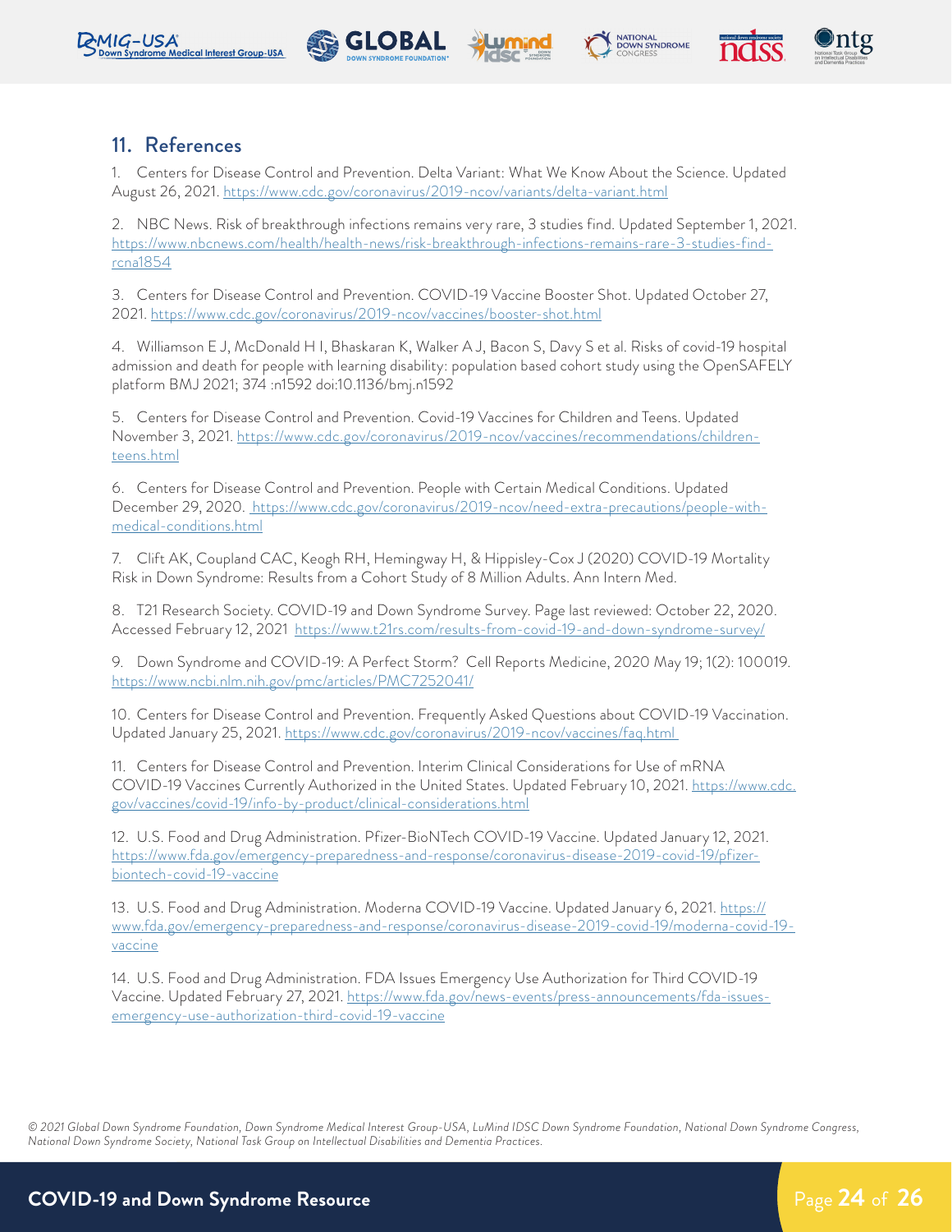## 11. References

1. Centers for Disease Control and Prevention. Delta Variant: What We Know About the Science. Updated August 26, 2021. https://www.cdc.gov/coronavirus/2019-ncov/variants/delta-variant.html

2. NBC News. Risk of breakthrough infections remains very rare, 3 studies find. Updated September 1, 2021. https://www.nbcnews.com/health/health-news/risk-breakthrough-infections-remains-rare-3-studies-find-rcna1854

3. Centers for Disease Control and Prevention. COVID-19 Vaccine Booster Shot. Updated October 27, 2021. https://www.cdc.gov/coronavirus/2019-ncov/vaccines/booster-shot.html

4. Williamson E J, McDonald H I, Bhaskaran K, Walker A J, Bacon S, Davy S et al. Risks of covid-19 hospital admission and death for people with learning disability: population based cohort study using the OpenSAFELY platform BMJ 2021; 374 :n1592 doi:10.1136/bmj.n1592

5. Centers for Disease Control and Prevention. Covid-19 Vaccines for Children and Teens. Updated November 3, 2021. https://www.cdc.gov/coronavirus/2019-ncov/vaccines/recommendations/children-teens.html

6. Centers for Disease Control and Prevention. People with Certain Medical Conditions. Updated December 29, 2020. https://www.cdc.gov/coronavirus/2019-ncov/need-extra-precautions/people-with-medical-conditions.html

7. Clift AK, Coupland CAC, Keogh RH, Hemingway H, & Hippisley-Cox J (2020) COVID-19 Mortality Risk in Down Syndrome: Results from a Cohort Study of 8 Million Adults. Ann Intern Med.

8. T21 Research Society. COVID-19 and Down Syndrome Survey. Page last reviewed: October 22, 2020. Accessed February 12, 2021 https://www.t21rs.com/results-from-covid-19-and-down-syndrome-survey/

9. Down Syndrome and COVID-19: A Perfect Storm? Cell Reports Medicine, 2020 May 19; 1(2): 100019. https://www.ncbi.nlm.nih.gov/pmc/articles/PMC7252041/

10. Centers for Disease Control and Prevention. Frequently Asked Questions about COVID-19 Vaccination. Updated January 25, 2021. https://www.cdc.gov/coronavirus/2019-ncov/vaccines/faq.html

11. Centers for Disease Control and Prevention. Interim Clinical Considerations for Use of mRNA COVID-19 Vaccines Currently Authorized in the United States. Updated February 10, 2021. https://www.cdc.gov/vaccines/covid-19/info-by-product/clinical-considerations.html

12. U.S. Food and Drug Administration. Pfizer-BioNTech COVID-19 Vaccine. Updated January 12, 2021. https://www.fda.gov/emergency-preparedness-and-response/coronavirus-disease-2019-covid-19/pfizer-biontech-covid-19-vaccine

13. U.S. Food and Drug Administration. Moderna COVID-19 Vaccine. Updated January 6, 2021. https://www.fda.gov/emergency-preparedness-and-response/coronavirus-disease-2019-covid-19/moderna-covid-19-vaccine

14. U.S. Food and Drug Administration. FDA Issues Emergency Use Authorization for Third COVID-19 Vaccine. Updated February 27, 2021. https://www.fda.gov/news-events/press-announcements/fda-issues-emergency-use-authorization-third-covid-19-vaccine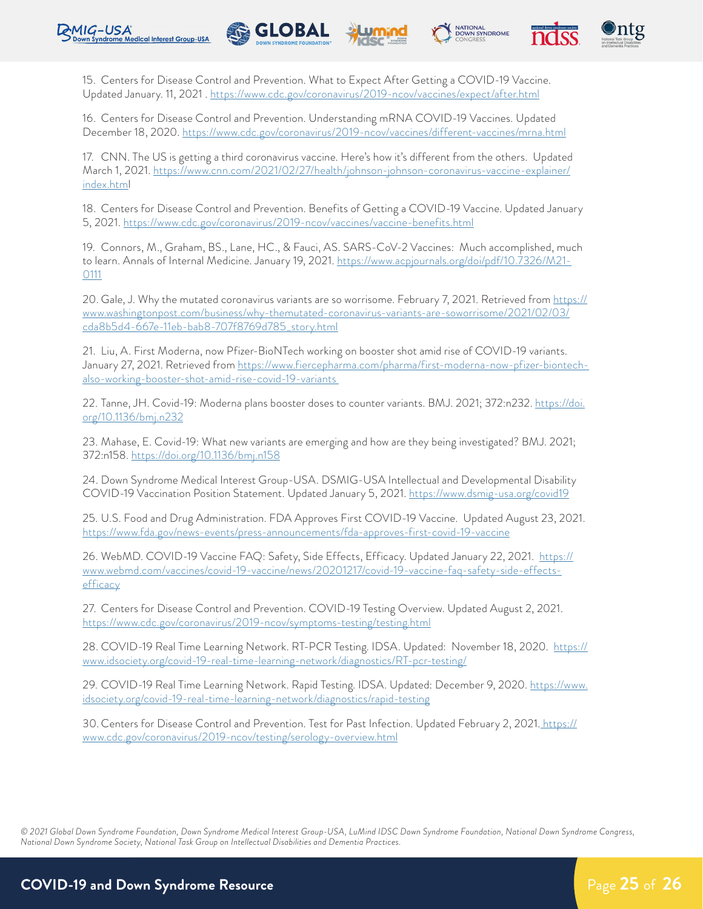15. Centers for Disease Control and Prevention. What to Expect After Getting a COVID-19 Vaccine. Updated January. 11, 2021 . https://www.cdc.gov/coronavirus/2019-ncov/vaccines/expect/after.html

16. Centers for Disease Control and Prevention. Understanding mRNA COVID-19 Vaccines. Updated December 18, 2020. https://www.cdc.gov/coronavirus/2019-ncov/vaccines/different-vaccines/mrna.html

17. CNN. The US is getting a third coronavirus vaccine. Here's how it's different from the others. Updated March 1, 2021. https://www.cnn.com/2021/02/27/health/johnson-johnson-coronavirus-vaccine-explainer/index.html

18. Centers for Disease Control and Prevention. Benefits of Getting a COVID-19 Vaccine. Updated January 5, 2021. https://www.cdc.gov/coronavirus/2019-ncov/vaccines/vaccine-benefits.html

19. Connors, M., Graham, BS., Lane, HC., & Fauci, AS. SARS-CoV-2 Vaccines: Much accomplished, much to learn. Annals of Internal Medicine. January 19, 2021. https://www.acpjournals.org/doi/pdf/10.7326/M21-0111

20. Gale, J. Why the mutated coronavirus variants are so worrisome. February 7, 2021. Retrieved from https://www.washingtonpost.com/business/why-themutated-coronavirus-variants-are-soworrisome/2021/02/03/cda8b5d4-667e-11eb-bab8-707f8769d785_story.html

21. Liu, A. First Moderna, now Pfizer-BioNTech working on booster shot amid rise of COVID-19 variants. January 27, 2021. Retrieved from https://www.fiercepharma.com/pharma/first-moderna-now-pfizer-biontech-also-working-booster-shot-amid-rise-covid-19-variants

22. Tanne, JH. Covid-19: Moderna plans booster doses to counter variants. BMJ. 2021; 372:n232. https://doi.org/10.1136/bmj.n232

23. Mahase, E. Covid-19: What new variants are emerging and how are they being investigated? BMJ. 2021; 372:n158. https://doi.org/10.1136/bmj.n158

24. Down Syndrome Medical Interest Group-USA. DSMIG-USA Intellectual and Developmental Disability COVID-19 Vaccination Position Statement. Updated January 5, 2021. https://www.dsmig-usa.org/covid19

25. U.S. Food and Drug Administration. FDA Approves First COVID-19 Vaccine. Updated August 23, 2021. https://www.fda.gov/news-events/press-announcements/fda-approves-first-covid-19-vaccine

26. WebMD. COVID-19 Vaccine FAQ: Safety, Side Effects, Efficacy. Updated January 22, 2021. https://www.webmd.com/vaccines/covid-19-vaccine/news/20201217/covid-19-vaccine-faq-safety-side-effects-efficacy

27. Centers for Disease Control and Prevention. COVID-19 Testing Overview. Updated August 2, 2021. https://www.cdc.gov/coronavirus/2019-ncov/symptoms-testing/testing.html

28. COVID-19 Real Time Learning Network. RT-PCR Testing. IDSA. Updated: November 18, 2020. https://www.idsociety.org/covid-19-real-time-learning-network/diagnostics/RT-pcr-testing/

29. COVID-19 Real Time Learning Network. Rapid Testing. IDSA. Updated: December 9, 2020. https://www.idsociety.org/covid-19-real-time-learning-network/diagnostics/rapid-testing

30. Centers for Disease Control and Prevention. Test for Past Infection. Updated February 2, 2021. https://www.cdc.gov/coronavirus/2019-ncov/testing/serology-overview.html

*© 2021 Global Down Syndrome Foundation, Down Syndrome Medical Interest Group-USA, LuMind IDSC Down Syndrome Foundation, National Down Syndrome Congress, National Down Syndrome Society, National Task Group on Intellectual Disabilities and Dementia Practices.*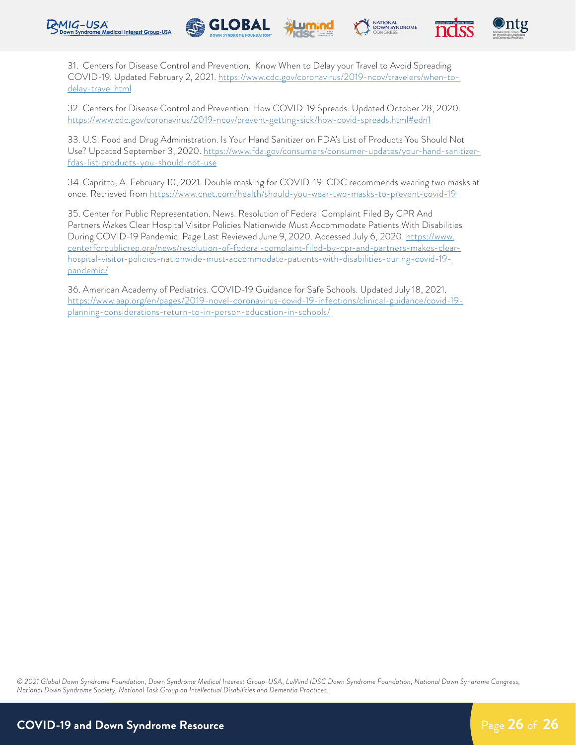31. Centers for Disease Control and Prevention. Know When to Delay your Travel to Avoid Spreading COVID-19. Updated February 2, 2021. https://www.cdc.gov/coronavirus/2019-ncov/travelers/when-to-delay-travel.html

32. Centers for Disease Control and Prevention. How COVID-19 Spreads. Updated October 28, 2020. https://www.cdc.gov/coronavirus/2019-ncov/prevent-getting-sick/how-covid-spreads.html#edn1

33. U.S. Food and Drug Administration. Is Your Hand Sanitizer on FDA's List of Products You Should Not Use? Updated September 3, 2020. https://www.fda.gov/consumers/consumer-updates/your-hand-sanitizer-fdas-list-products-you-should-not-use

34. Capritto, A. February 10, 2021. Double masking for COVID-19: CDC recommends wearing two masks at once. Retrieved from https://www.cnet.com/health/should-you-wear-two-masks-to-prevent-covid-19

35. Center for Public Representation. News. Resolution of Federal Complaint Filed By CPR And Partners Makes Clear Hospital Visitor Policies Nationwide Must Accommodate Patients With Disabilities During COVID-19 Pandemic. Page Last Reviewed June 9, 2020. Accessed July 6, 2020. https://www.centerforpublicrep.org/news/resolution-of-federal-complaint-filed-by-cpr-and-partners-makes-clear-hospital-visitor-policies-nationwide-must-accommodate-patients-with-disabilities-during-covid-19-pandemic/

36. American Academy of Pediatrics. COVID-19 Guidance for Safe Schools. Updated July 18, 2021. https://www.aap.org/en/pages/2019-novel-coronavirus-covid-19-infections/clinical-guidance/covid-19-planning-considerations-return-to-in-person-education-in-schools/

*© 2021 Global Down Syndrome Foundation, Down Syndrome Medical Interest Group-USA, LuMind IDSC Down Syndrome Foundation, National Down Syndrome Congress, National Down Syndrome Society, National Task Group on Intellectual Disabilities and Dementia Practices.*